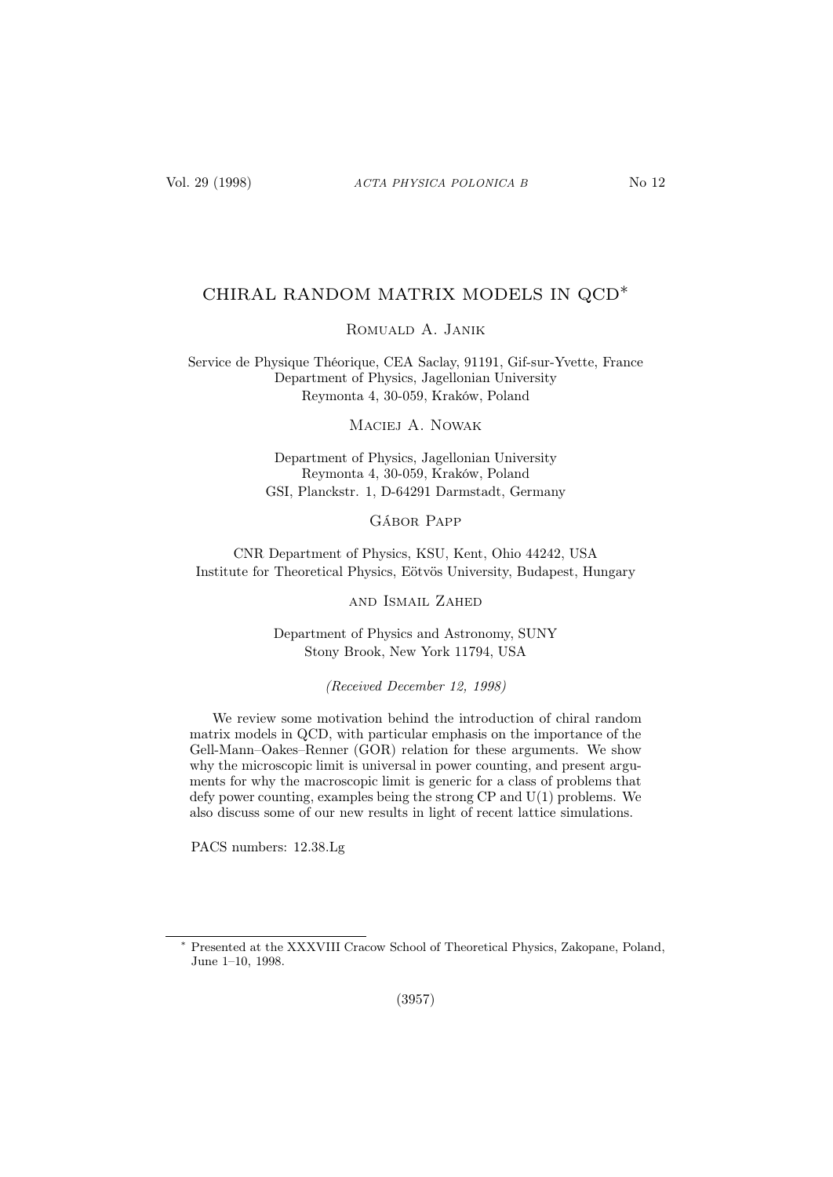# CHIRAL RANDOM MATRIX MODELS IN QCD*

Romuald A. Janik

Service de Physique Théorique, CEA Saclay, 91191, Gif-sur-Yvette, France
Department of Physics, Jagellonian University
Reymonta 4, 30-059, Kraków, Poland

Maciej A. Nowak

Department of Physics, Jagellonian University
Reymonta 4, 30-059, Kraków, Poland
GSI, Planckstr. 1, D-64291 Darmstadt, Germany

Gábor Papp

CNR Department of Physics, KSU, Kent, Ohio 44242, USA
Institute for Theoretical Physics, Eötvös University, Budapest, Hungary

and Ismail Zahed

Department of Physics and Astronomy, SUNY
Stony Brook, New York 11794, USA

*(Received December 12, 1998)*

We review some motivation behind the introduction of chiral random matrix models in QCD, with particular emphasis on the importance of the Gell-Mann–Oakes–Renner (GOR) relation for these arguments. We show why the microscopic limit is universal in power counting, and present arguments for why the macroscopic limit is generic for a class of problems that defy power counting, examples being the strong CP and U(1) problems. We also discuss some of our new results in light of recent lattice simulations.

PACS numbers: 12.38.Lg

* Presented at the XXXVIII Cracow School of Theoretical Physics, Zakopane, Poland, June 1–10, 1998.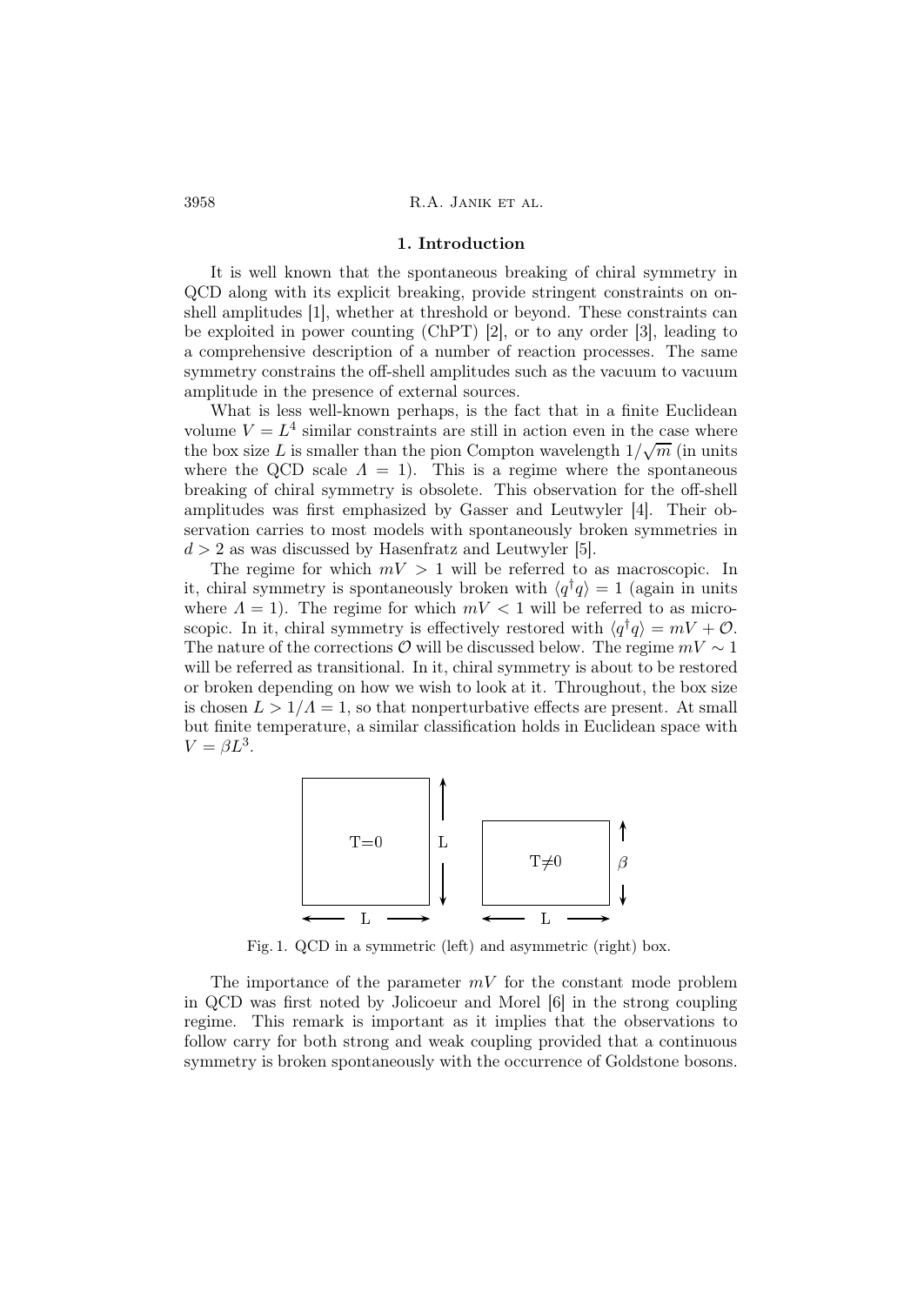## 1. Introduction

It is well known that the spontaneous breaking of chiral symmetry in QCD along with its explicit breaking, provide stringent constraints on on-shell amplitudes [1], whether at threshold or beyond. These constraints can be exploited in power counting (ChPT) [2], or to any order [3], leading to a comprehensive description of a number of reaction processes. The same symmetry constrains the off-shell amplitudes such as the vacuum to vacuum amplitude in the presence of external sources.

What is less well-known perhaps, is the fact that in a finite Euclidean volume $V = L^4$ similar constraints are still in action even in the case where the box size $L$ is smaller than the pion Compton wavelength $1/\sqrt{m}$ (in units where the QCD scale $\Lambda = 1$). This is a regime where the spontaneous breaking of chiral symmetry is obsolete. This observation for the off-shell amplitudes was first emphasized by Gasser and Leutwyler [4]. Their observation carries to most models with spontaneously broken symmetries in $d > 2$ as was discussed by Hasenfratz and Leutwyler [5].

The regime for which $mV > 1$ will be referred to as macroscopic. In it, chiral symmetry is spontaneously broken with $\langle q^\dagger q \rangle = 1$ (again in units where $\Lambda = 1$). The regime for which $mV < 1$ will be referred to as microscopic. In it, chiral symmetry is effectively restored with $\langle q^\dagger q \rangle = mV + \mathcal{O}$. The nature of the corrections $\mathcal{O}$ will be discussed below. The regime $mV \sim 1$ will be referred as transitional. In it, chiral symmetry is about to be restored or broken depending on how we wish to look at it. Throughout, the box size is chosen $L > 1/\Lambda = 1$, so that nonperturbative effects are present. At small but finite temperature, a similar classification holds in Euclidean space with $V = \beta L^3$.

Fig. 1. QCD in a symmetric (left) and asymmetric (right) box.

The importance of the parameter $mV$ for the constant mode problem in QCD was first noted by Jolicoeur and Morel [6] in the strong coupling regime. This remark is important as it implies that the observations to follow carry for both strong and weak coupling provided that a continuous symmetry is broken spontaneously with the occurrence of Goldstone bosons.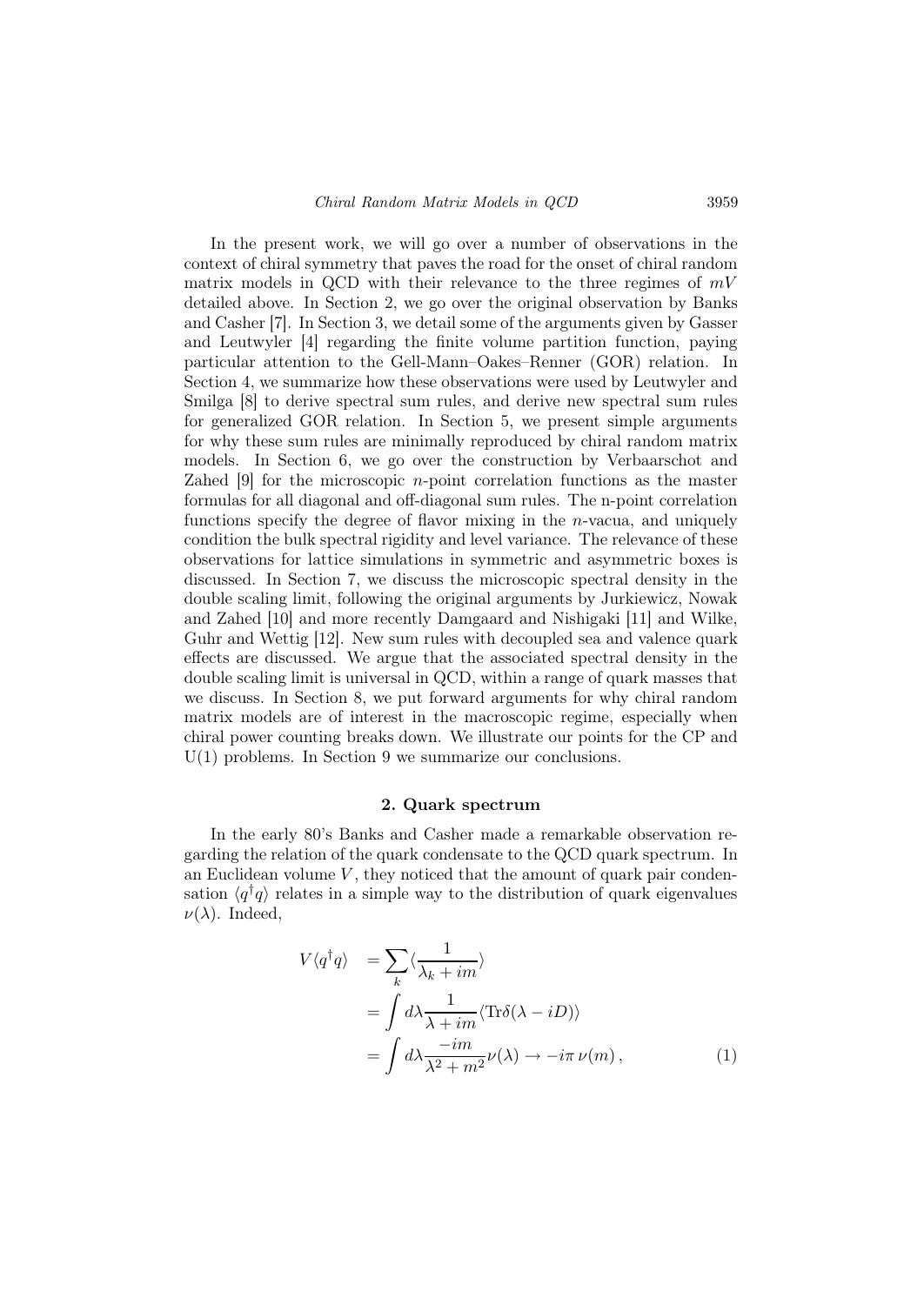In the present work, we will go over a number of observations in the context of chiral symmetry that paves the road for the onset of chiral random matrix models in QCD with their relevance to the three regimes of $mV$ detailed above. In Section 2, we go over the original observation by Banks and Casher [7]. In Section 3, we detail some of the arguments given by Gasser and Leutwyler [4] regarding the finite volume partition function, paying particular attention to the Gell-Mann–Oakes–Renner (GOR) relation. In Section 4, we summarize how these observations were used by Leutwyler and Smilga [8] to derive spectral sum rules, and derive new spectral sum rules for generalized GOR relation. In Section 5, we present simple arguments for why these sum rules are minimally reproduced by chiral random matrix models. In Section 6, we go over the construction by Verbaarschot and Zahed [9] for the microscopic $n$-point correlation functions as the master formulas for all diagonal and off-diagonal sum rules. The n-point correlation functions specify the degree of flavor mixing in the $n$-vacua, and uniquely condition the bulk spectral rigidity and level variance. The relevance of these observations for lattice simulations in symmetric and asymmetric boxes is discussed. In Section 7, we discuss the microscopic spectral density in the double scaling limit, following the original arguments by Jurkiewicz, Nowak and Zahed [10] and more recently Damgaard and Nishigaki [11] and Wilke, Guhr and Wettig [12]. New sum rules with decoupled sea and valence quark effects are discussed. We argue that the associated spectral density in the double scaling limit is universal in QCD, within a range of quark masses that we discuss. In Section 8, we put forward arguments for why chiral random matrix models are of interest in the macroscopic regime, especially when chiral power counting breaks down. We illustrate our points for the CP and U(1) problems. In Section 9 we summarize our conclusions.

## 2. Quark spectrum

In the early 80's Banks and Casher made a remarkable observation regarding the relation of the quark condensate to the QCD quark spectrum. In an Euclidean volume $V$, they noticed that the amount of quark pair condensation $\langle q^\dagger q\rangle$ relates in a simple way to the distribution of quark eigenvalues $\nu(\lambda)$. Indeed,

$$
\begin{aligned}
V\langle q^\dagger q\rangle \quad &= \sum_k \langle \frac{1}{\lambda_k + im}\rangle \\
&= \int d\lambda \frac{1}{\lambda + im}\langle \mathrm{Tr}\delta(\lambda - iD)\rangle \\
&= \int d\lambda \frac{-im}{\lambda^2 + m^2}\nu(\lambda) \to -i\pi\,\nu(m)\,,
\end{aligned}
\tag{1}
$$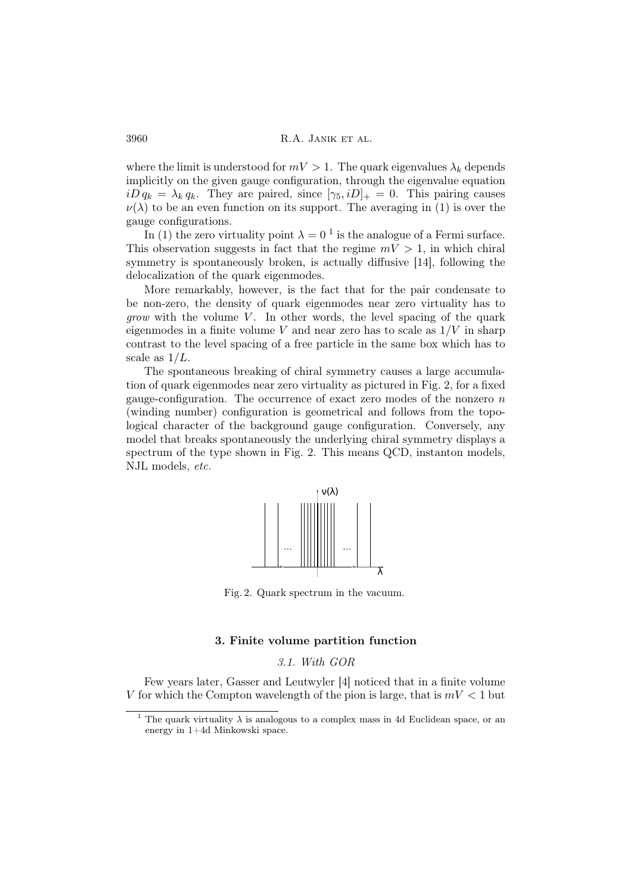where the limit is understood for $mV > 1$. The quark eigenvalues $\lambda_k$ depends implicitly on the given gauge configuration, through the eigenvalue equation $iD\, q_k = \lambda_k\, q_k$. They are paired, since $[\gamma_5, iD]_+ = 0$. This pairing causes $\nu(\lambda)$ to be an even function on its support. The averaging in (1) is over the gauge configurations.

In (1) the zero virtuality point $\lambda = 0$ [1] is the analogue of a Fermi surface. This observation suggests in fact that the regime $mV > 1$, in which chiral symmetry is spontaneously broken, is actually diffusive [14], following the delocalization of the quark eigenmodes.

More remarkably, however, is the fact that for the pair condensate to be non-zero, the density of quark eigenmodes near zero virtuality has to *grow* with the volume $V$. In other words, the level spacing of the quark eigenmodes in a finite volume $V$ and near zero has to scale as $1/V$ in sharp contrast to the level spacing of a free particle in the same box which has to scale as $1/L$.

The spontaneous breaking of chiral symmetry causes a large accumulation of quark eigenmodes near zero virtuality as pictured in Fig. 2, for a fixed gauge-configuration. The occurrence of exact zero modes of the nonzero $n$ (winding number) configuration is geometrical and follows from the topological character of the background gauge configuration. Conversely, any model that breaks spontaneously the underlying chiral symmetry displays a spectrum of the type shown in Fig. 2. This means QCD, instanton models, NJL models, *etc.*

Fig. 2. Quark spectrum in the vacuum.

### 3. Finite volume partition function

#### *3.1. With GOR*

Few years later, Gasser and Leutwyler [4] noticed that in a finite volume $V$ for which the Compton wavelength of the pion is large, that is $mV < 1$ but

[1] The quark virtuality $\lambda$ is analogous to a complex mass in 4d Euclidean space, or an energy in 1+4d Minkowski space.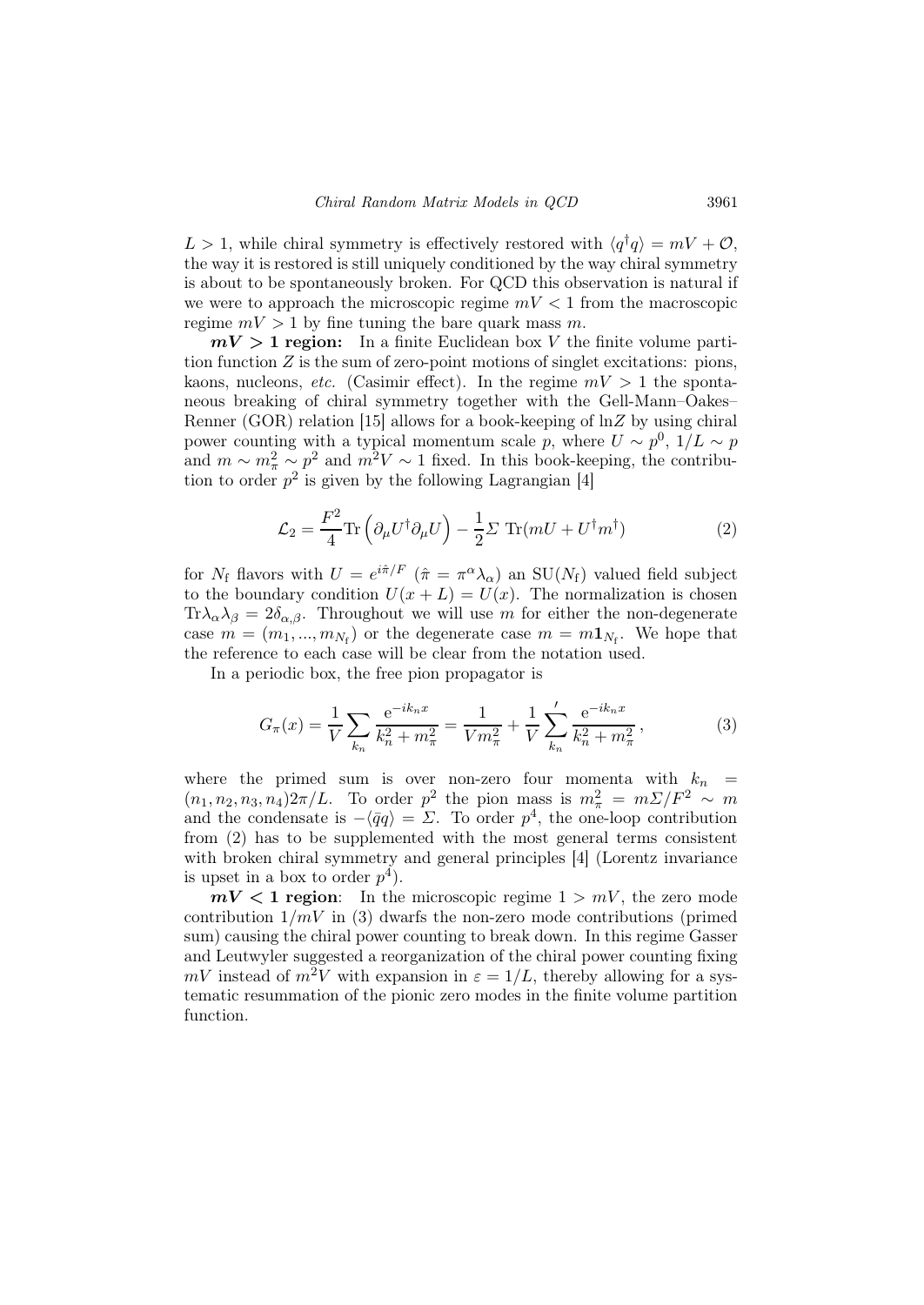$L > 1$, while chiral symmetry is effectively restored with $\langle q^\dagger q \rangle = mV + \mathcal{O}$, the way it is restored is still uniquely conditioned by the way chiral symmetry is about to be spontaneously broken. For QCD this observation is natural if we were to approach the microscopic regime $mV < 1$ from the macroscopic regime $mV > 1$ by fine tuning the bare quark mass $m$.

**$mV > 1$ region:** In a finite Euclidean box $V$ the finite volume partition function $Z$ is the sum of zero-point motions of singlet excitations: pions, kaons, nucleons, *etc.* (Casimir effect). In the regime $mV > 1$ the spontaneous breaking of chiral symmetry together with the Gell-Mann–Oakes–Renner (GOR) relation [15] allows for a book-keeping of $\ln Z$ by using chiral power counting with a typical momentum scale $p$, where $U \sim p^0$, $1/L \sim p$ and $m \sim m_\pi^2 \sim p^2$ and $m^2 V \sim 1$ fixed. In this book-keeping, the contribution to order $p^2$ is given by the following Lagrangian [4]

$$\mathcal{L}_2 = \frac{F^2}{4} \mathrm{Tr}\left(\partial_\mu U^\dagger \partial_\mu U\right) - \frac{1}{2} \Sigma \; \mathrm{Tr}(mU + U^\dagger m^\dagger) \tag{2}$$

for $N_\mathrm{f}$ flavors with $U = e^{i\hat{\pi}/F}$ ($\hat{\pi} = \pi^\alpha \lambda_\alpha$) an $\mathrm{SU}(N_\mathrm{f})$ valued field subject to the boundary condition $U(x+L) = U(x)$. The normalization is chosen $\mathrm{Tr}\lambda_\alpha \lambda_\beta = 2\delta_{\alpha,\beta}$. Throughout we will use $m$ for either the non-degenerate case $m = (m_1, ..., m_{N_\mathrm{f}})$ or the degenerate case $m = m\mathbf{1}_{N_\mathrm{f}}$. We hope that the reference to each case will be clear from the notation used.

In a periodic box, the free pion propagator is

$$G_\pi(x) = \frac{1}{V} \sum_{k_n} \frac{\mathrm{e}^{-ik_n x}}{k_n^2 + m_\pi^2} = \frac{1}{V m_\pi^2} + \frac{1}{V} \sum_{k_n}{}' \frac{\mathrm{e}^{-ik_n x}}{k_n^2 + m_\pi^2}\,, \tag{3}$$

where the primed sum is over non-zero four momenta with $k_n = (n_1, n_2, n_3, n_4) 2\pi/L$. To order $p^2$ the pion mass is $m_\pi^2 = m\Sigma/F^2 \sim m$ and the condensate is $-\langle \bar{q} q \rangle = \Sigma$. To order $p^4$, the one-loop contribution from (2) has to be supplemented with the most general terms consistent with broken chiral symmetry and general principles [4] (Lorentz invariance is upset in a box to order $p^4$).

**$mV < 1$ region**: In the microscopic regime $1 > mV$, the zero mode contribution $1/mV$ in (3) dwarfs the non-zero mode contributions (primed sum) causing the chiral power counting to break down. In this regime Gasser and Leutwyler suggested a reorganization of the chiral power counting fixing $mV$ instead of $m^2 V$ with expansion in $\varepsilon = 1/L$, thereby allowing for a systematic resummation of the pionic zero modes in the finite volume partition function.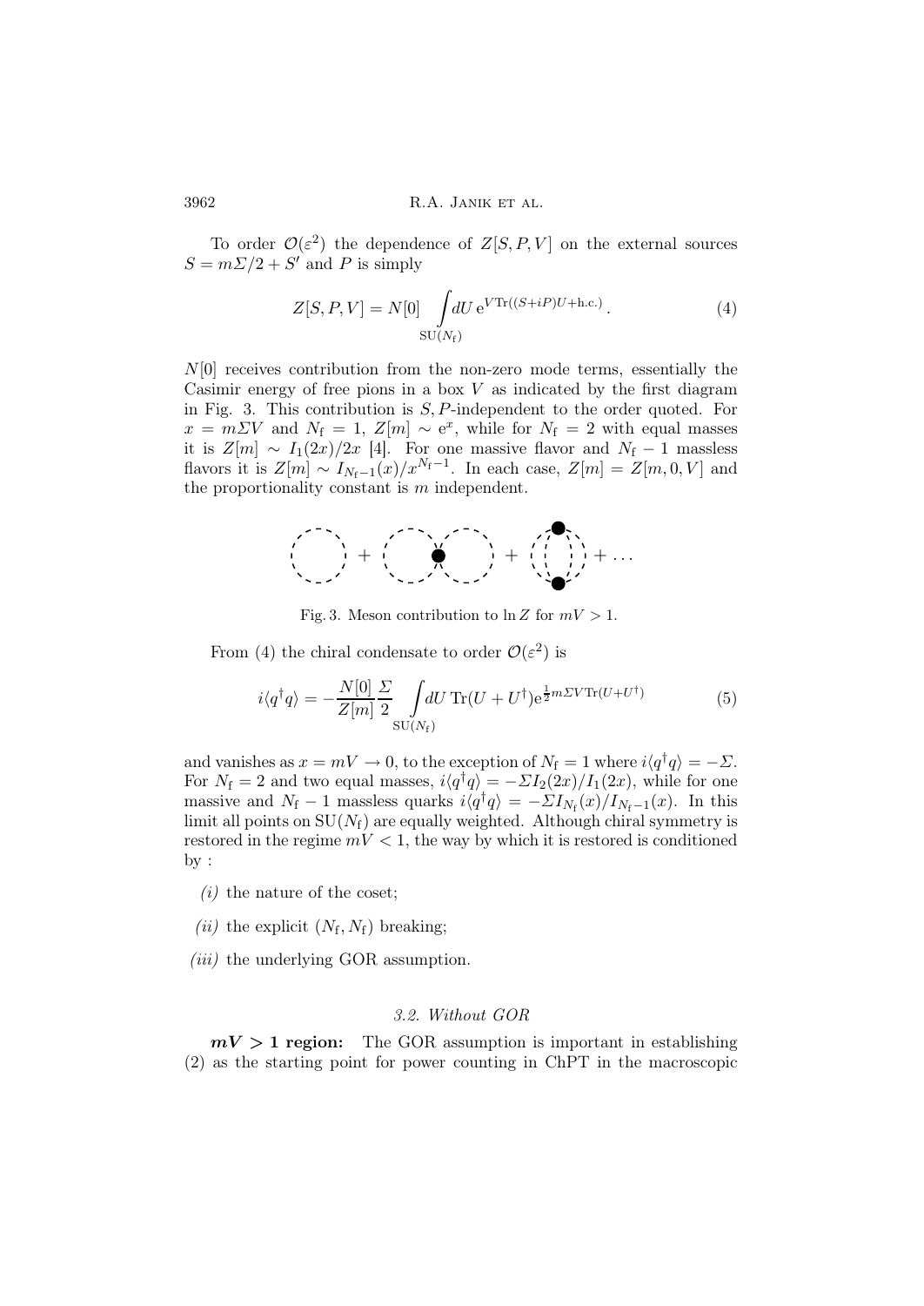To order $\mathcal{O}(\varepsilon^2)$ the dependence of $Z[S,P,V]$ on the external sources $S = m\Sigma/2 + S'$ and $P$ is simply

$$Z[S,P,V] = N[0] \int\limits_{\mathrm{SU}(N_\mathrm{f})} dU \, \mathrm{e}^{V \mathrm{Tr}((S+iP)U + \mathrm{h.c.})} . \tag{4}$$

$N[0]$ receives contribution from the non-zero mode terms, essentially the Casimir energy of free pions in a box $V$ as indicated by the first diagram in Fig. 3. This contribution is $S,P$-independent to the order quoted. For $x = m\Sigma V$ and $N_\mathrm{f} = 1$, $Z[m] \sim \mathrm{e}^x$, while for $N_\mathrm{f} = 2$ with equal masses it is $Z[m] \sim I_1(2x)/2x$ [4]. For one massive flavor and $N_\mathrm{f} - 1$ massless flavors it is $Z[m] \sim I_{N_\mathrm{f}-1}(x)/x^{N_\mathrm{f}-1}$. In each case, $Z[m] = Z[m,0,V]$ and the proportionality constant is $m$ independent.

Fig. 3. Meson contribution to $\ln Z$ for $mV > 1$.

From (4) the chiral condensate to order $\mathcal{O}(\varepsilon^2)$ is

$$i\langle q^\dagger q\rangle = -\frac{N[0]}{Z[m]} \frac{\Sigma}{2} \int\limits_{\mathrm{SU}(N_\mathrm{f})} dU \, \mathrm{Tr}(U + U^\dagger) \mathrm{e}^{\frac{1}{2} m\Sigma V \mathrm{Tr}(U+U^\dagger)} \tag{5}$$

and vanishes as $x = mV \to 0$, to the exception of $N_\mathrm{f} = 1$ where $i\langle q^\dagger q\rangle = -\Sigma$. For $N_\mathrm{f} = 2$ and two equal masses, $i\langle q^\dagger q\rangle = -\Sigma I_2(2x)/I_1(2x)$, while for one massive and $N_\mathrm{f} - 1$ massless quarks $i\langle q^\dagger q\rangle = -\Sigma I_{N_\mathrm{f}}(x)/I_{N_\mathrm{f}-1}(x)$. In this limit all points on $\mathrm{SU}(N_\mathrm{f})$ are equally weighted. Although chiral symmetry is restored in the regime $mV < 1$, the way by which it is restored is conditioned by :

- *(i)* the nature of the coset;
- *(ii)* the explicit $(N_\mathrm{f}, N_\mathrm{f})$ breaking;
- *(iii)* the underlying GOR assumption.

### 3.2. Without GOR

**$mV > 1$ region:** The GOR assumption is important in establishing (2) as the starting point for power counting in ChPT in the macroscopic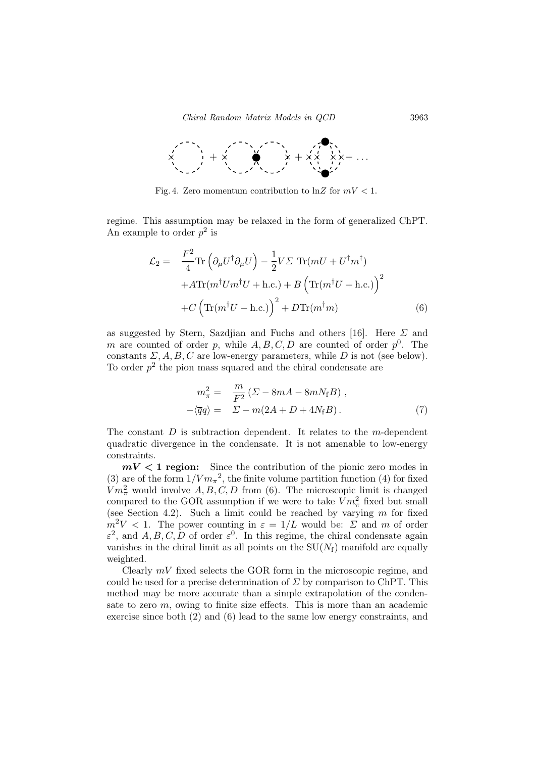Fig. 4. Zero momentum contribution to $\ln Z$ for $mV < 1$.

regime. This assumption may be relaxed in the form of generalized ChPT. An example to order $p^2$ is

$$
\begin{aligned}
\mathcal{L}_2 = \quad & \frac{F^2}{4}\mathrm{Tr}\left(\partial_\mu U^\dagger \partial_\mu U\right) - \frac{1}{2}V\Sigma\ \mathrm{Tr}(mU + U^\dagger m^\dagger) \\
& + A\mathrm{Tr}(m^\dagger U m^\dagger U + \mathrm{h.c.}) + B\left(\mathrm{Tr}(m^\dagger U + \mathrm{h.c.})\right)^2 \\
& + C\left(\mathrm{Tr}(m^\dagger U - \mathrm{h.c.})\right)^2 + D\mathrm{Tr}(m^\dagger m)
\end{aligned}
\tag{6}
$$

as suggested by Stern, Sazdjian and Fuchs and others [16]. Here $\Sigma$ and $m$ are counted of order $p$, while $A, B, C, D$ are counted of order $p^0$. The constants $\Sigma, A, B, C$ are low-energy parameters, while $D$ is not (see below). To order $p^2$ the pion mass squared and the chiral condensate are

$$
\begin{aligned}
m_\pi^2 = \quad & \frac{m}{F^2}\left(\Sigma - 8mA - 8mN_{\mathrm{f}}B\right), \\
-\langle \overline{q}q \rangle = \quad & \Sigma - m(2A + D + 4N_{\mathrm{f}}B).
\end{aligned}
\tag{7}
$$

The constant $D$ is subtraction dependent. It relates to the $m$-dependent quadratic divergence in the condensate. It is not amenable to low-energy constraints.

***mV < 1* region:** Since the contribution of the pionic zero modes in (3) are of the form $1/V{m_\pi}^2$, the finite volume partition function (4) for fixed $Vm_\pi^2$ would involve $A, B, C, D$ from (6). The microscopic limit is changed compared to the GOR assumption if we were to take $Vm_\pi^2$ fixed but small (see Section 4.2). Such a limit could be reached by varying $m$ for fixed $m^2V < 1$. The power counting in $\varepsilon = 1/L$ would be: $\Sigma$ and $m$ of order $\varepsilon^2$, and $A, B, C, D$ of order $\varepsilon^0$. In this regime, the chiral condensate again vanishes in the chiral limit as all points on the $\mathrm{SU}(N_{\mathrm{f}})$ manifold are equally weighted.

Clearly $mV$ fixed selects the GOR form in the microscopic regime, and could be used for a precise determination of $\Sigma$ by comparison to ChPT. This method may be more accurate than a simple extrapolation of the condensate to zero $m$, owing to finite size effects. This is more than an academic exercise since both (2) and (6) lead to the same low energy constraints, and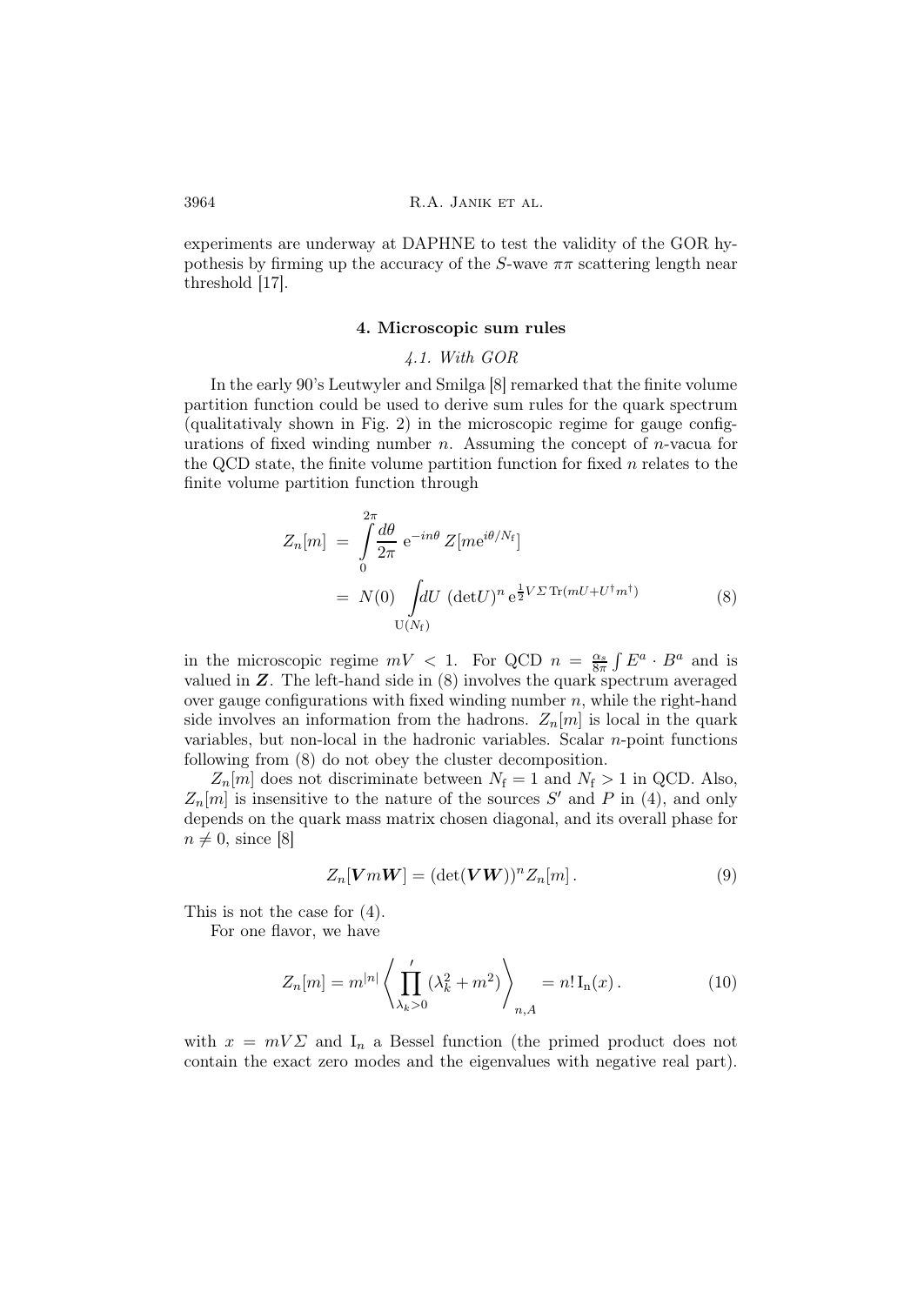experiments are underway at DAPHNE to test the validity of the GOR hypothesis by firming up the accuracy of the $S$-wave $\pi\pi$ scattering length near threshold [17].

## 4. Microscopic sum rules

### *4.1. With GOR*

In the early 90's Leutwyler and Smilga [8] remarked that the finite volume partition function could be used to derive sum rules for the quark spectrum (qualitativaly shown in Fig. 2) in the microscopic regime for gauge configurations of fixed winding number $n$. Assuming the concept of $n$-vacua for the QCD state, the finite volume partition function for fixed $n$ relates to the finite volume partition function through

$$
\begin{aligned}
Z_n[m] &= \int_0^{2\pi} \frac{d\theta}{2\pi}\, \mathrm{e}^{-in\theta}\, Z[m\mathrm{e}^{i\theta/N_\mathrm{f}}] \\
&= N(0) \int_{\mathrm{U}(N_\mathrm{f})} dU\, (\det U)^n\, \mathrm{e}^{\frac{1}{2}V\Sigma\,\mathrm{Tr}(mU+U^\dagger m^\dagger)}
\end{aligned}
\tag{8}
$$

in the microscopic regime $mV < 1$. For QCD $n = \frac{\alpha_\mathrm{s}}{8\pi}\int E^a \cdot B^a$ and is valued in $\boldsymbol{Z}$. The left-hand side in (8) involves the quark spectrum averaged over gauge configurations with fixed winding number $n$, while the right-hand side involves an information from the hadrons. $Z_n[m]$ is local in the quark variables, but non-local in the hadronic variables. Scalar $n$-point functions following from (8) do not obey the cluster decomposition.

$Z_n[m]$ does not discriminate between $N_\mathrm{f} = 1$ and $N_\mathrm{f} > 1$ in QCD. Also, $Z_n[m]$ is insensitive to the nature of the sources $S'$ and $P$ in (4), and only depends on the quark mass matrix chosen diagonal, and its overall phase for $n \neq 0$, since [8]

$$
Z_n[\boldsymbol{V} m \boldsymbol{W}] = (\det(\boldsymbol{V}\boldsymbol{W}))^n Z_n[m]\,.
\tag{9}
$$

This is not the case for (4).

For one flavor, we have

$$
Z_n[m] = m^{|n|} \left\langle \prod_{\lambda_k > 0}{}^{'} (\lambda_k^2 + m^2) \right\rangle_{n,A} = n!\, \mathrm{I_n}(x)\,.
\tag{10}
$$

with $x = mV\Sigma$ and $\mathrm{I}_n$ a Bessel function (the primed product does not contain the exact zero modes and the eigenvalues with negative real part).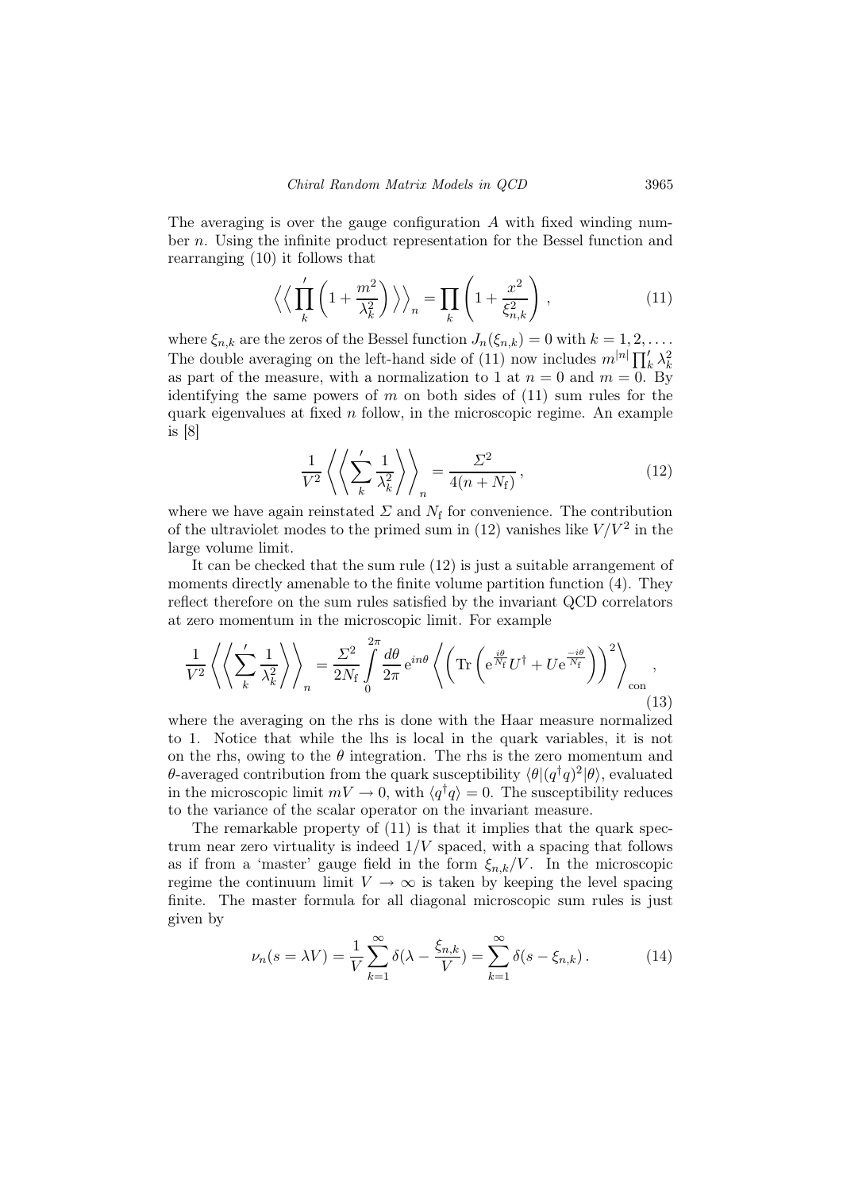The averaging is over the gauge configuration $A$ with fixed winding number $n$. Using the infinite product representation for the Bessel function and rearranging (10) it follows that

$$\left\langle\left\langle \prod_k{}^{'} \left(1 + \frac{m^2}{\lambda_k^2}\right) \right\rangle\right\rangle_n = \prod_k \left(1 + \frac{x^2}{\xi_{n,k}^2}\right) , \tag{11}$$

where $\xi_{n,k}$ are the zeros of the Bessel function $J_n(\xi_{n,k}) = 0$ with $k = 1, 2, \ldots$. The double averaging on the left-hand side of (11) now includes $m^{|n|} \prod_k' \lambda_k^2$ as part of the measure, with a normalization to 1 at $n = 0$ and $m = 0$. By identifying the same powers of $m$ on both sides of (11) sum rules for the quark eigenvalues at fixed $n$ follow, in the microscopic regime. An example is [8]

$$\frac{1}{V^2} \left\langle\left\langle \sum_k{}^{'} \frac{1}{\lambda_k^2} \right\rangle\right\rangle_n = \frac{\Sigma^2}{4(n + N_{\rm f})} , \tag{12}$$

where we have again reinstated $\Sigma$ and $N_{\rm f}$ for convenience. The contribution of the ultraviolet modes to the primed sum in (12) vanishes like $V/V^2$ in the large volume limit.

It can be checked that the sum rule (12) is just a suitable arrangement of moments directly amenable to the finite volume partition function (4). They reflect therefore on the sum rules satisfied by the invariant QCD correlators at zero momentum in the microscopic limit. For example

$$\frac{1}{V^2} \left\langle\left\langle \sum_k{}^{'} \frac{1}{\lambda_k^2} \right\rangle\right\rangle_n = \frac{\Sigma^2}{2N_{\rm f}} \int_0^{2\pi} \frac{d\theta}{2\pi} \, {\rm e}^{in\theta} \left\langle \left( {\rm Tr} \left( {\rm e}^{\frac{i\theta}{N_{\rm f}}} U^\dagger + U {\rm e}^{\frac{-i\theta}{N_{\rm f}}} \right) \right)^2 \right\rangle_{\rm con} , \tag{13}$$

where the averaging on the rhs is done with the Haar measure normalized to 1. Notice that while the lhs is local in the quark variables, it is not on the rhs, owing to the $\theta$ integration. The rhs is the zero momentum and $\theta$-averaged contribution from the quark susceptibility $\langle \theta | (q^\dagger q)^2 | \theta \rangle$, evaluated in the microscopic limit $mV \to 0$, with $\langle q^\dagger q \rangle = 0$. The susceptibility reduces to the variance of the scalar operator on the invariant measure.

The remarkable property of (11) is that it implies that the quark spectrum near zero virtuality is indeed $1/V$ spaced, with a spacing that follows as if from a 'master' gauge field in the form $\xi_{n,k}/V$. In the microscopic regime the continuum limit $V \to \infty$ is taken by keeping the level spacing finite. The master formula for all diagonal microscopic sum rules is just given by

$$\nu_n(s = \lambda V) = \frac{1}{V} \sum_{k=1}^\infty \delta(\lambda - \frac{\xi_{n,k}}{V}) = \sum_{k=1}^\infty \delta(s - \xi_{n,k}) . \tag{14}$$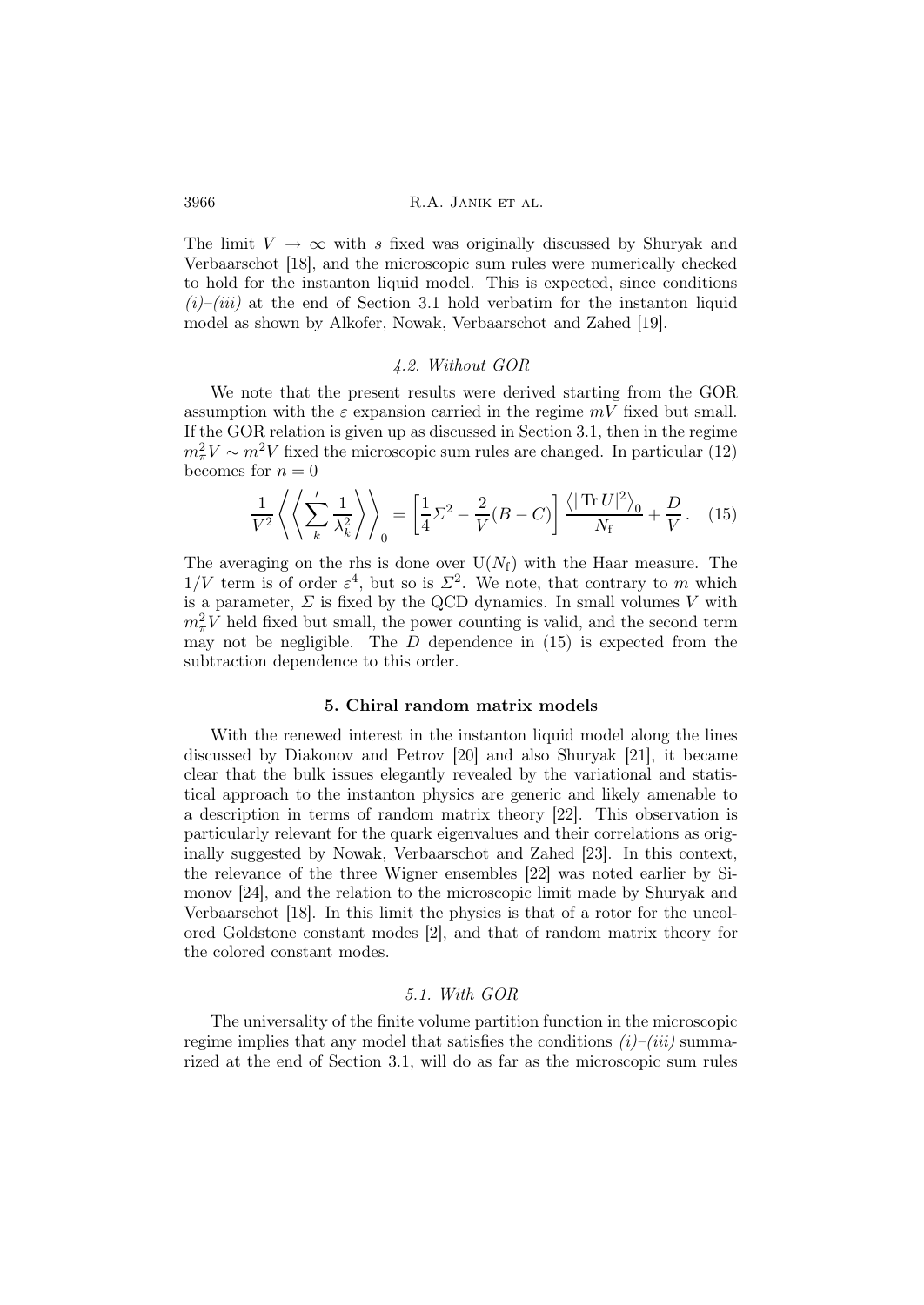The limit $V \to \infty$ with $s$ fixed was originally discussed by Shuryak and Verbaarschot [18], and the microscopic sum rules were numerically checked to hold for the instanton liquid model. This is expected, since conditions *(i)–(iii)* at the end of Section 3.1 hold verbatim for the instanton liquid model as shown by Alkofer, Nowak, Verbaarschot and Zahed [19].

### *4.2. Without GOR*

We note that the present results were derived starting from the GOR assumption with the $\varepsilon$ expansion carried in the regime $mV$ fixed but small. If the GOR relation is given up as discussed in Section 3.1, then in the regime $m_\pi^2 V \sim m^2 V$ fixed the microscopic sum rules are changed. In particular (12) becomes for $n = 0$

$$\frac{1}{V^2}\left\langle\left\langle {\sum_k}' \frac{1}{\lambda_k^2}\right\rangle\right\rangle_0 = \left[\frac{1}{4}\Sigma^2 - \frac{2}{V}(B-C)\right]\frac{\left\langle |\operatorname{Tr} U|^2\right\rangle_0}{N_{\rm f}} + \frac{D}{V}\,. \quad (15)$$

The averaging on the rhs is done over $\mathrm{U}(N_{\rm f})$ with the Haar measure. The $1/V$ term is of order $\varepsilon^4$, but so is $\Sigma^2$. We note, that contrary to $m$ which is a parameter, $\Sigma$ is fixed by the QCD dynamics. In small volumes $V$ with $m_\pi^2 V$ held fixed but small, the power counting is valid, and the second term may not be negligible. The $D$ dependence in (15) is expected from the subtraction dependence to this order.

## 5. Chiral random matrix models

With the renewed interest in the instanton liquid model along the lines discussed by Diakonov and Petrov [20] and also Shuryak [21], it became clear that the bulk issues elegantly revealed by the variational and statistical approach to the instanton physics are generic and likely amenable to a description in terms of random matrix theory [22]. This observation is particularly relevant for the quark eigenvalues and their correlations as originally suggested by Nowak, Verbaarschot and Zahed [23]. In this context, the relevance of the three Wigner ensembles [22] was noted earlier by Simonov [24], and the relation to the microscopic limit made by Shuryak and Verbaarschot [18]. In this limit the physics is that of a rotor for the uncolored Goldstone constant modes [2], and that of random matrix theory for the colored constant modes.

### *5.1. With GOR*

The universality of the finite volume partition function in the microscopic regime implies that any model that satisfies the conditions *(i)–(iii)* summarized at the end of Section 3.1, will do as far as the microscopic sum rules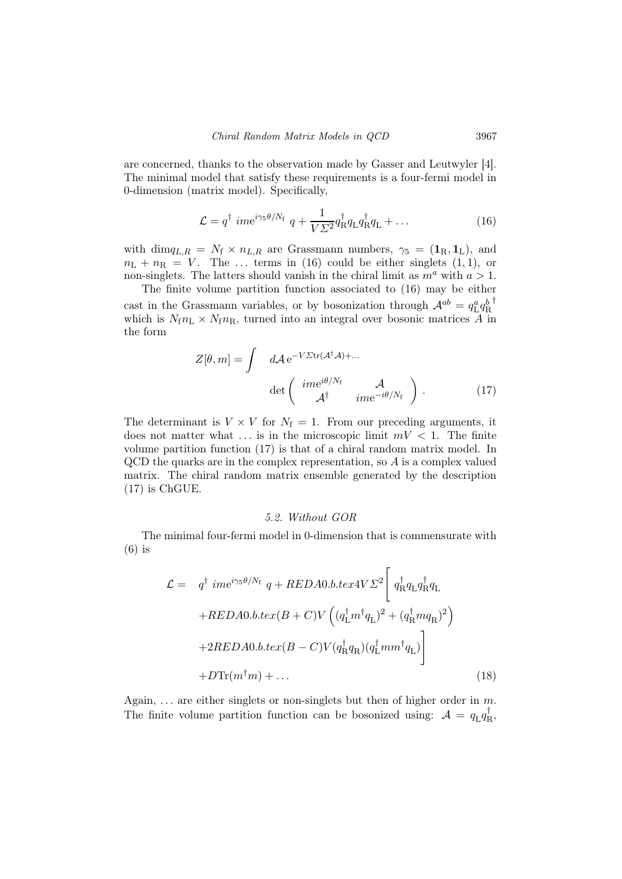are concerned, thanks to the observation made by Gasser and Leutwyler [4]. The minimal model that satisfy these requirements is a four-fermi model in 0-dimension (matrix model). Specifically,

$$\mathcal{L} = q^\dagger \; ime^{i\gamma_5\theta/N_{\rm f}} \; q + \frac{1}{V\Sigma^2} q_{\rm R}^\dagger q_{\rm L} q_{\rm R}^\dagger q_{\rm L} + \ldots \tag{16}$$

with $\dim q_{L,R} = N_{\rm f} \times n_{L,R}$ are Grassmann numbers, $\gamma_5 = (\mathbf{1}_{\rm R}, \mathbf{1}_{\rm L})$, and $n_{\rm L} + n_{\rm R} = V$. The $\ldots$ terms in (16) could be either singlets $(1,1)$, or non-singlets. The latters should vanish in the chiral limit as $m^a$ with $a > 1$.

The finite volume partition function associated to (16) may be either cast in the Grassmann variables, or by bosonization through $\mathcal{A}^{ab} = q_{\rm L}^a {q_{\rm R}^b}^\dagger$ which is $N_{\rm f} n_{\rm L} \times N_{\rm f} n_{\rm R}$, turned into an integral over bosonic matrices $A$ in the form

$$Z[\theta, m] = \int \quad d\mathcal{A}\, {\rm e}^{-V\Sigma {\rm tr}(\mathcal{A}^\dagger \mathcal{A}) + \ldots} \det \begin{pmatrix} ime^{i\theta/N_{\rm f}} & \mathcal{A} \\ \mathcal{A}^\dagger & ime^{-i\theta/N_{\rm f}} \end{pmatrix} . \tag{17}$$

The determinant is $V \times V$ for $N_{\rm f} = 1$. From our preceding arguments, it does not matter what $\ldots$ is in the microscopic limit $mV < 1$. The finite volume partition function (17) is that of a chiral random matrix model. In QCD the quarks are in the complex representation, so $A$ is a complex valued matrix. The chiral random matrix ensemble generated by the description (17) is ChGUE.

### 5.2. Without GOR

The minimal four-fermi model in 0-dimension that is commensurate with (6) is

$$\begin{aligned}
\mathcal{L} = \quad & q^\dagger \; ime^{i\gamma_5\theta/N_{\rm f}} \; q + REDA0.b.tex4V\Sigma^2 \Bigg[ \; q_{\rm R}^\dagger q_{\rm L} q_{\rm R}^\dagger q_{\rm L} \\
& + REDA0.b.tex(B+C)V \left( (q_{\rm L}^\dagger m^\dagger q_{\rm L})^2 + (q_{\rm R}^\dagger m q_{\rm R})^2 \right) \\
& + 2REDA0.b.tex(B-C)V (q_{\rm R}^\dagger q_{\rm R})(q_{\rm L}^\dagger m m^\dagger q_{\rm L}) \Bigg] \\
& + D{\rm Tr}(m^\dagger m) + \ldots
\end{aligned} \tag{18}$$

Again, $\ldots$ are either singlets or non-singlets but then of higher order in $m$. The finite volume partition function can be bosonized using: $\mathcal{A} = q_{\rm L} q_{\rm R}^\dagger$,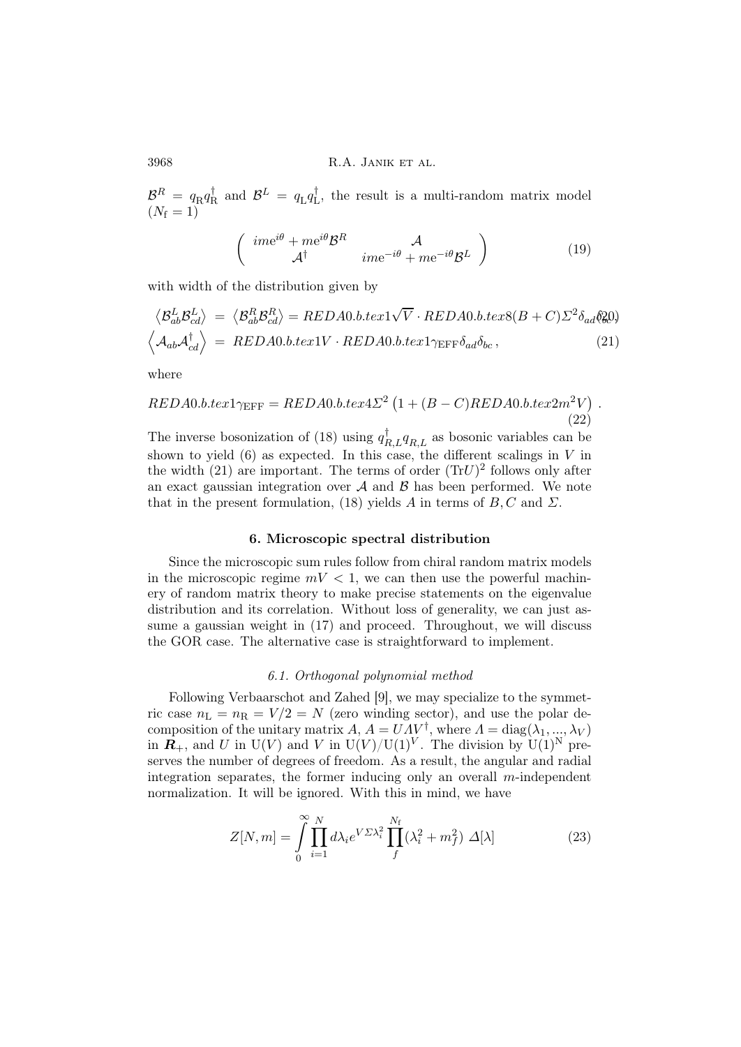$\mathcal{B}^R = q_{\rm R} q_{\rm R}^\dagger$ and $\mathcal{B}^L = q_{\rm L} q_{\rm L}^\dagger$, the result is a multi-random matrix model $(N_{\rm f} = 1)$

$$
\left( \begin{array}{cc} im e^{i\theta} + m e^{i\theta} \mathcal{B}^R & \mathcal{A} \\ \mathcal{A}^\dagger & im e^{-i\theta} + m e^{-i\theta} \mathcal{B}^L \end{array} \right) \tag{19}
$$

with width of the distribution given by

$$
\left\langle \mathcal{B}^L_{ab} \mathcal{B}^L_{cd} \right\rangle = \left\langle \mathcal{B}^R_{ab} \mathcal{B}^R_{cd} \right\rangle = REDA0.b.tex1\sqrt{V} \cdot REDA0.b.tex8 (B+C) \Sigma^2 \delta_{ad} \delta_{bc} \tag{20}
$$

$$
\left\langle \mathcal{A}_{ab} \mathcal{A}^\dagger_{cd} \right\rangle = REDA0.b.tex1V \cdot REDA0.b.tex1\gamma_{\rm EFF} \delta_{ad} \delta_{bc} \,, \tag{21}
$$

where

$$
REDA0.b.tex1\gamma_{\rm EFF} = REDA0.b.tex4\Sigma^2 \left( 1 + (B-C) REDA0.b.tex2m^2 V \right) \,. \tag{22}
$$

The inverse bosonization of (18) using $q^\dagger_{R,L} q_{R,L}$ as bosonic variables can be shown to yield (6) as expected. In this case, the different scalings in $V$ in the width (21) are important. The terms of order $({\rm Tr} U)^2$ follows only after an exact gaussian integration over $\mathcal{A}$ and $\mathcal{B}$ has been performed. We note that in the present formulation, (18) yields $A$ in terms of $B, C$ and $\Sigma$.

## 6. Microscopic spectral distribution

Since the microscopic sum rules follow from chiral random matrix models in the microscopic regime $mV < 1$, we can then use the powerful machinery of random matrix theory to make precise statements on the eigenvalue distribution and its correlation. Without loss of generality, we can just assume a gaussian weight in (17) and proceed. Throughout, we will discuss the GOR case. The alternative case is straightforward to implement.

### *6.1. Orthogonal polynomial method*

Following Verbaarschot and Zahed [9], we may specialize to the symmetric case $n_{\rm L} = n_{\rm R} = V/2 = N$ (zero winding sector), and use the polar decomposition of the unitary matrix $A$, $A = U \Lambda V^\dagger$, where $\Lambda = {\rm diag}(\lambda_1, ..., \lambda_V)$ in $\boldsymbol{R}_+$, and $U$ in ${\rm U}(V)$ and $V$ in ${\rm U}(V)/{\rm U}(1)^V$. The division by ${\rm U}(1)^{\rm N}$ preserves the number of degrees of freedom. As a result, the angular and radial integration separates, the former inducing only an overall $m$-independent normalization. It will be ignored. With this in mind, we have

$$
Z[N,m] = \int\limits_0^\infty \prod_{i=1}^N d\lambda_i e^{V\Sigma\lambda_i^2} \prod_f^{N_{\rm f}} (\lambda_i^2 + m_f^2) \; \Delta[\lambda] \tag{23}
$$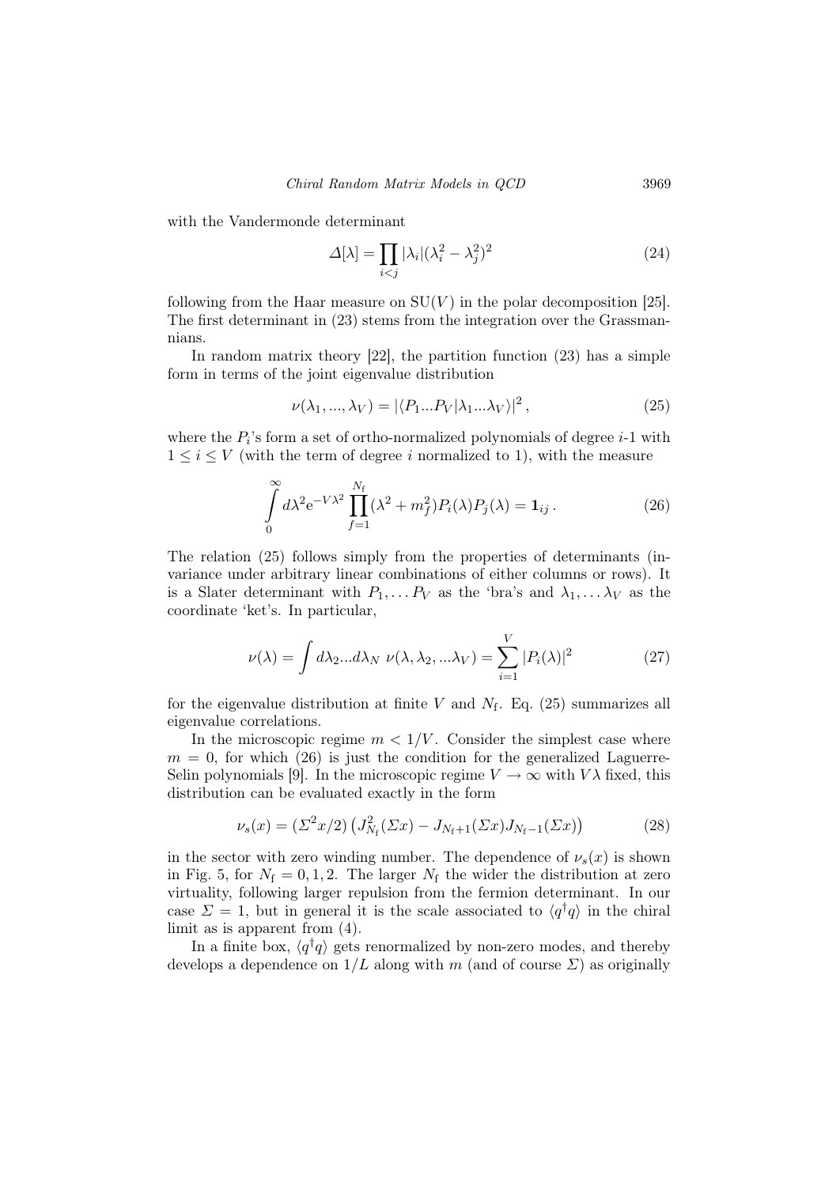with the Vandermonde determinant

$$\Delta[\lambda] = \prod_{i<j} |\lambda_i|(\lambda_i^2 - \lambda_j^2)^2 \tag{24}$$

following from the Haar measure on $\mathrm{SU}(V)$ in the polar decomposition [25]. The first determinant in (23) stems from the integration over the Grassmannians.

In random matrix theory [22], the partition function (23) has a simple form in terms of the joint eigenvalue distribution

$$\nu(\lambda_1, ..., \lambda_V) = |\langle P_1 ... P_V | \lambda_1 ... \lambda_V \rangle|^2 \,, \tag{25}$$

where the $P_i$'s form a set of ortho-normalized polynomials of degree $i$-1 with $1 \leq i \leq V$ (with the term of degree $i$ normalized to 1), with the measure

$$\int_0^\infty d\lambda^2 \mathrm{e}^{-V\lambda^2} \prod_{f=1}^{N_\mathrm{f}} (\lambda^2 + m_f^2) P_i(\lambda) P_j(\lambda) = \mathbf{1}_{ij} \,. \tag{26}$$

The relation (25) follows simply from the properties of determinants (invariance under arbitrary linear combinations of either columns or rows). It is a Slater determinant with $P_1, \ldots P_V$ as the 'bra's and $\lambda_1, \ldots \lambda_V$ as the coordinate 'ket's. In particular,

$$\nu(\lambda) = \int d\lambda_2 ... d\lambda_N \;\nu(\lambda, \lambda_2, ... \lambda_V) = \sum_{i=1}^{V} |P_i(\lambda)|^2 \tag{27}$$

for the eigenvalue distribution at finite $V$ and $N_\mathrm{f}$. Eq. (25) summarizes all eigenvalue correlations.

In the microscopic regime $m < 1/V$. Consider the simplest case where $m = 0$, for which (26) is just the condition for the generalized Laguerre-Selin polynomials [9]. In the microscopic regime $V \to \infty$ with $V\lambda$ fixed, this distribution can be evaluated exactly in the form

$$\nu_s(x) = (\Sigma^2 x/2) \left( J^2_{N_\mathrm{f}}(\Sigma x) - J_{N_\mathrm{f}+1}(\Sigma x) J_{N_\mathrm{f}-1}(\Sigma x) \right) \tag{28}$$

in the sector with zero winding number. The dependence of $\nu_s(x)$ is shown in Fig. 5, for $N_\mathrm{f} = 0, 1, 2$. The larger $N_\mathrm{f}$ the wider the distribution at zero virtuality, following larger repulsion from the fermion determinant. In our case $\Sigma = 1$, but in general it is the scale associated to $\langle q^\dagger q \rangle$ in the chiral limit as is apparent from (4).

In a finite box, $\langle q^\dagger q \rangle$ gets renormalized by non-zero modes, and thereby develops a dependence on $1/L$ along with $m$ (and of course $\Sigma$) as originally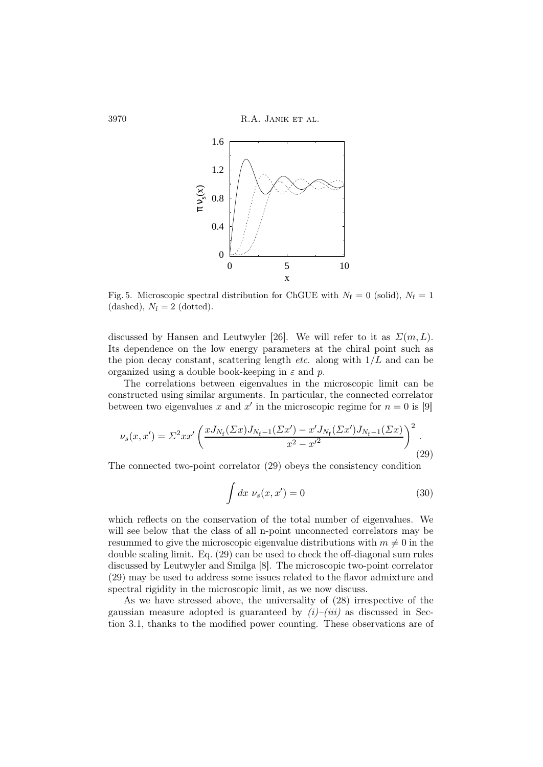Fig. 5. Microscopic spectral distribution for ChGUE with $N_{\rm f} = 0$ (solid), $N_{\rm f} = 1$ (dashed), $N_{\rm f} = 2$ (dotted).

discussed by Hansen and Leutwyler [26]. We will refer to it as $\Sigma(m, L)$. Its dependence on the low energy parameters at the chiral point such as the pion decay constant, scattering length *etc.* along with $1/L$ and can be organized using a double book-keeping in $\varepsilon$ and $p$.

The correlations between eigenvalues in the microscopic limit can be constructed using similar arguments. In particular, the connected correlator between two eigenvalues $x$ and $x'$ in the microscopic regime for $n = 0$ is [9]

$$\nu_s(x, x') = \Sigma^2 x x' \left( \frac{x J_{N_{\rm f}}(\Sigma x) J_{N_{\rm f}-1}(\Sigma x') - x' J_{N_{\rm f}}(\Sigma x') J_{N_{\rm f}-1}(\Sigma x)}{x^2 - x'^2} \right)^2 . \tag{29}$$

The connected two-point correlator (29) obeys the consistency condition

$$\int dx \; \nu_s(x, x') = 0 \tag{30}$$

which reflects on the conservation of the total number of eigenvalues. We will see below that the class of all n-point unconnected correlators may be resummed to give the microscopic eigenvalue distributions with $m \neq 0$ in the double scaling limit. Eq. (29) can be used to check the off-diagonal sum rules discussed by Leutwyler and Smilga [8]. The microscopic two-point correlator (29) may be used to address some issues related to the flavor admixture and spectral rigidity in the microscopic limit, as we now discuss.

As we have stressed above, the universality of (28) irrespective of the gaussian measure adopted is guaranteed by *(i)–(iii)* as discussed in Section 3.1, thanks to the modified power counting. These observations are of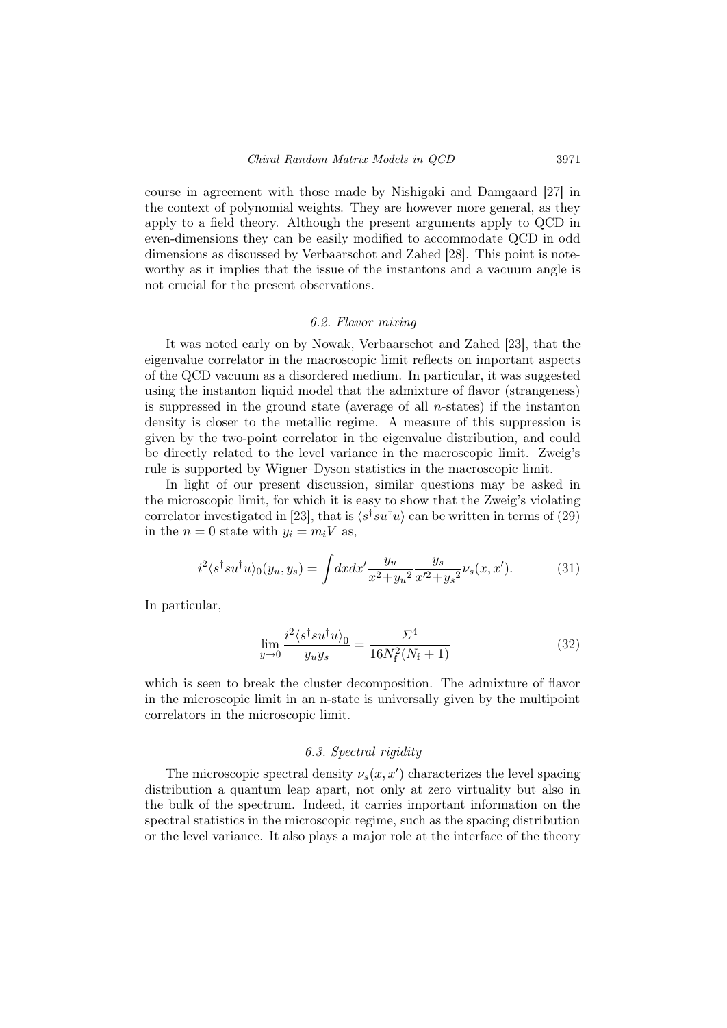course in agreement with those made by Nishigaki and Damgaard [27] in the context of polynomial weights. They are however more general, as they apply to a field theory. Although the present arguments apply to QCD in even-dimensions they can be easily modified to accommodate QCD in odd dimensions as discussed by Verbaarschot and Zahed [28]. This point is noteworthy as it implies that the issue of the instantons and a vacuum angle is not crucial for the present observations.

### *6.2. Flavor mixing*

It was noted early on by Nowak, Verbaarschot and Zahed [23], that the eigenvalue correlator in the macroscopic limit reflects on important aspects of the QCD vacuum as a disordered medium. In particular, it was suggested using the instanton liquid model that the admixture of flavor (strangeness) is suppressed in the ground state (average of all $n$-states) if the instanton density is closer to the metallic regime. A measure of this suppression is given by the two-point correlator in the eigenvalue distribution, and could be directly related to the level variance in the macroscopic limit. Zweig's rule is supported by Wigner–Dyson statistics in the macroscopic limit.

In light of our present discussion, similar questions may be asked in the microscopic limit, for which it is easy to show that the Zweig's violating correlator investigated in [23], that is $\langle s^\dagger s u^\dagger u\rangle$ can be written in terms of (29) in the $n=0$ state with $y_i = m_i V$ as,

$$i^2 \langle s^\dagger s u^\dagger u\rangle_0(y_u, y_s) = \int dx dx' \frac{y_u}{x^2 + {y_u}^2} \frac{y_s}{x'^2 + {y_s}^2} \nu_s(x, x'). \tag{31}$$

In particular,

$$\lim_{y\to 0} \frac{i^2 \langle s^\dagger s u^\dagger u\rangle_0}{y_u y_s} = \frac{\Sigma^4}{16 N_{\rm f}^2 (N_{\rm f}+1)} \tag{32}$$

which is seen to break the cluster decomposition. The admixture of flavor in the microscopic limit in an n-state is universally given by the multipoint correlators in the microscopic limit.

### *6.3. Spectral rigidity*

The microscopic spectral density $\nu_s(x, x')$ characterizes the level spacing distribution a quantum leap apart, not only at zero virtuality but also in the bulk of the spectrum. Indeed, it carries important information on the spectral statistics in the microscopic regime, such as the spacing distribution or the level variance. It also plays a major role at the interface of the theory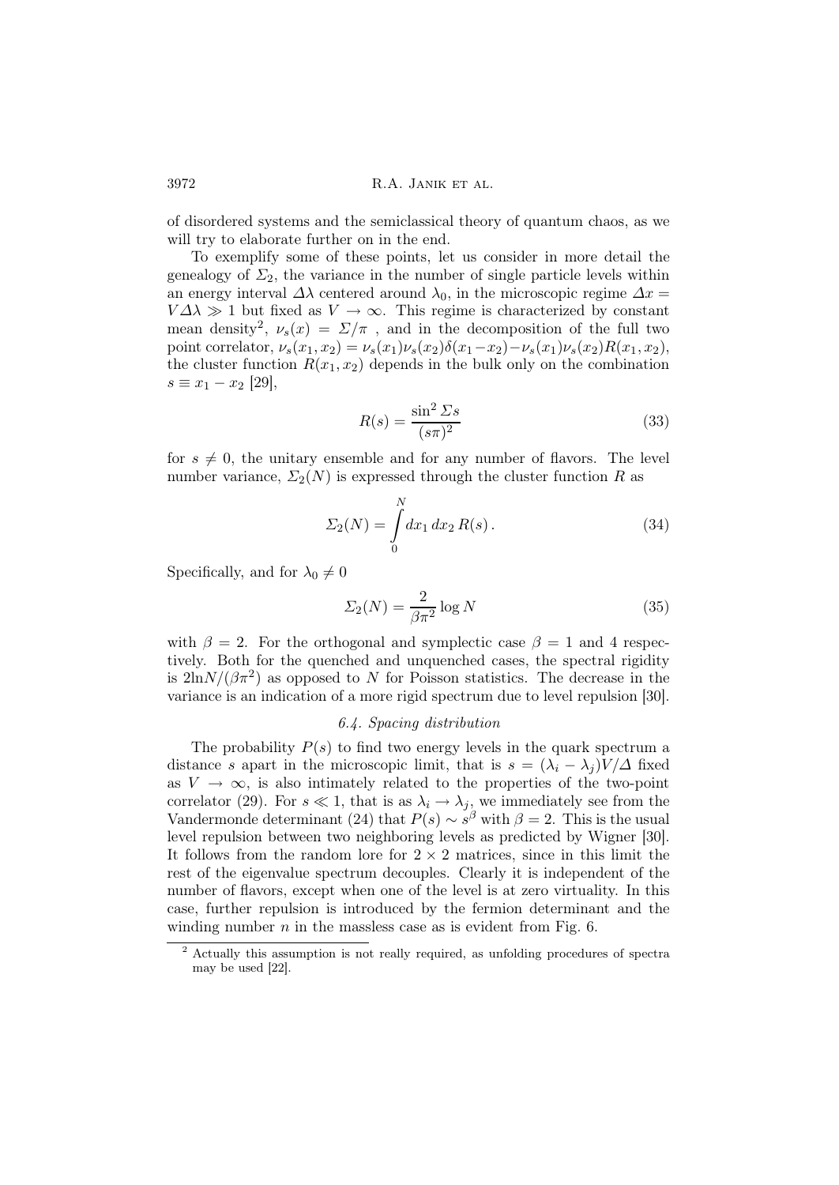of disordered systems and the semiclassical theory of quantum chaos, as we will try to elaborate further on in the end.

To exemplify some of these points, let us consider in more detail the genealogy of $\Sigma_2$, the variance in the number of single particle levels within an energy interval $\Delta\lambda$ centered around $\lambda_0$, in the microscopic regime $\Delta x = V\Delta\lambda \gg 1$ but fixed as $V \to \infty$. This regime is characterized by constant mean density[2], $\nu_s(x) = \Sigma/\pi$ , and in the decomposition of the full two point correlator, $\nu_s(x_1, x_2) = \nu_s(x_1)\nu_s(x_2)\delta(x_1-x_2)-\nu_s(x_1)\nu_s(x_2)R(x_1, x_2)$, the cluster function $R(x_1, x_2)$ depends in the bulk only on the combination $s \equiv x_1 - x_2$ [29],

$$
R(s) = \frac{\sin^2 \Sigma s}{(s\pi)^2} \tag{33}
$$

for $s \neq 0$, the unitary ensemble and for any number of flavors. The level number variance, $\Sigma_2(N)$ is expressed through the cluster function $R$ as

$$
\Sigma_2(N) = \int_0^N dx_1\, dx_2\, R(s)\,. \tag{34}
$$

Specifically, and for $\lambda_0 \neq 0$

$$
\Sigma_2(N) = \frac{2}{\beta\pi^2} \log N \tag{35}
$$

with $\beta = 2$. For the orthogonal and symplectic case $\beta = 1$ and 4 respectively. Both for the quenched and unquenched cases, the spectral rigidity is $2\ln N/(\beta\pi^2)$ as opposed to $N$ for Poisson statistics. The decrease in the variance is an indication of a more rigid spectrum due to level repulsion [30].

### 6.4. Spacing distribution

The probability $P(s)$ to find two energy levels in the quark spectrum a distance $s$ apart in the microscopic limit, that is $s = (\lambda_i - \lambda_j)V/\Delta$ fixed as $V \to \infty$, is also intimately related to the properties of the two-point correlator (29). For $s \ll 1$, that is as $\lambda_i \to \lambda_j$, we immediately see from the Vandermonde determinant (24) that $P(s) \sim s^\beta$ with $\beta = 2$. This is the usual level repulsion between two neighboring levels as predicted by Wigner [30]. It follows from the random lore for $2 \times 2$ matrices, since in this limit the rest of the eigenvalue spectrum decouples. Clearly it is independent of the number of flavors, except when one of the level is at zero virtuality. In this case, further repulsion is introduced by the fermion determinant and the winding number $n$ in the massless case as is evident from Fig. 6.

[2] Actually this assumption is not really required, as unfolding procedures of spectra may be used [22].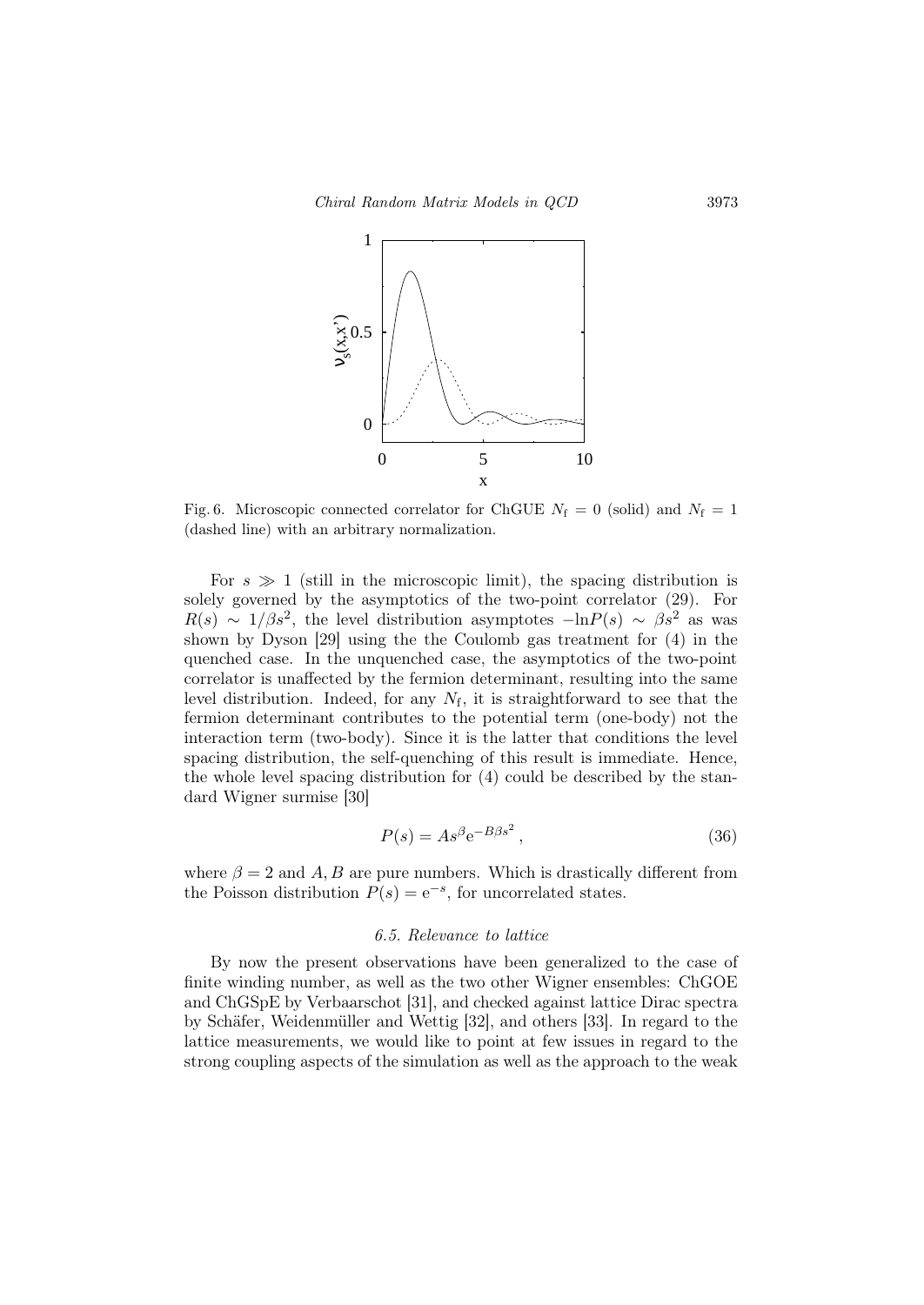Fig. 6. Microscopic connected correlator for ChGUE $N_{\rm f} = 0$ (solid) and $N_{\rm f} = 1$ (dashed line) with an arbitrary normalization.

For $s \gg 1$ (still in the microscopic limit), the spacing distribution is solely governed by the asymptotics of the two-point correlator (29). For $R(s) \sim 1/\beta s^2$, the level distribution asymptotes $-\ln P(s) \sim \beta s^2$ as was shown by Dyson [29] using the the Coulomb gas treatment for (4) in the quenched case. In the unquenched case, the asymptotics of the two-point correlator is unaffected by the fermion determinant, resulting into the same level distribution. Indeed, for any $N_{\rm f}$, it is straightforward to see that the fermion determinant contributes to the potential term (one-body) not the interaction term (two-body). Since it is the latter that conditions the level spacing distribution, the self-quenching of this result is immediate. Hence, the whole level spacing distribution for (4) could be described by the standard Wigner surmise [30]

$$P(s) = A s^{\beta} {\rm e}^{-B\beta s^2}\,, \tag{36}$$

where $\beta = 2$ and $A, B$ are pure numbers. Which is drastically different from the Poisson distribution $P(s) = {\rm e}^{-s}$, for uncorrelated states.

### 6.5. Relevance to lattice

By now the present observations have been generalized to the case of finite winding number, as well as the two other Wigner ensembles: ChGOE and ChGSpE by Verbaarschot [31], and checked against lattice Dirac spectra by Schäfer, Weidenmüller and Wettig [32], and others [33]. In regard to the lattice measurements, we would like to point at few issues in regard to the strong coupling aspects of the simulation as well as the approach to the weak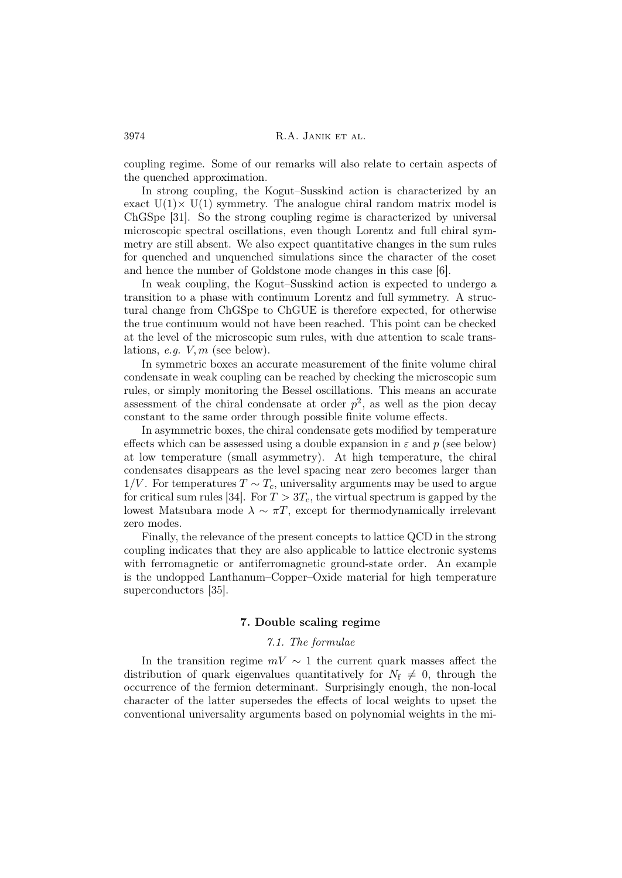coupling regime. Some of our remarks will also relate to certain aspects of the quenched approximation.

In strong coupling, the Kogut–Susskind action is characterized by an exact U(1)$\times$ U(1) symmetry. The analogue chiral random matrix model is ChGSpe [31]. So the strong coupling regime is characterized by universal microscopic spectral oscillations, even though Lorentz and full chiral symmetry are still absent. We also expect quantitative changes in the sum rules for quenched and unquenched simulations since the character of the coset and hence the number of Goldstone mode changes in this case [6].

In weak coupling, the Kogut–Susskind action is expected to undergo a transition to a phase with continuum Lorentz and full symmetry. A structural change from ChGSpe to ChGUE is therefore expected, for otherwise the true continuum would not have been reached. This point can be checked at the level of the microscopic sum rules, with due attention to scale translations, *e.g.* $V, m$ (see below).

In symmetric boxes an accurate measurement of the finite volume chiral condensate in weak coupling can be reached by checking the microscopic sum rules, or simply monitoring the Bessel oscillations. This means an accurate assessment of the chiral condensate at order $p^2$, as well as the pion decay constant to the same order through possible finite volume effects.

In asymmetric boxes, the chiral condensate gets modified by temperature effects which can be assessed using a double expansion in $\varepsilon$ and $p$ (see below) at low temperature (small asymmetry). At high temperature, the chiral condensates disappears as the level spacing near zero becomes larger than $1/V$. For temperatures $T \sim T_c$, universality arguments may be used to argue for critical sum rules [34]. For $T > 3T_c$, the virtual spectrum is gapped by the lowest Matsubara mode $\lambda \sim \pi T$, except for thermodynamically irrelevant zero modes.

Finally, the relevance of the present concepts to lattice QCD in the strong coupling indicates that they are also applicable to lattice electronic systems with ferromagnetic or antiferromagnetic ground-state order. An example is the undopped Lanthanum–Copper–Oxide material for high temperature superconductors [35].

## 7. Double scaling regime

### 7.1. The formulae

In the transition regime $mV \sim 1$ the current quark masses affect the distribution of quark eigenvalues quantitatively for $N_{\rm f} \neq 0$, through the occurrence of the fermion determinant. Surprisingly enough, the non-local character of the latter supersedes the effects of local weights to upset the conventional universality arguments based on polynomial weights in the mi-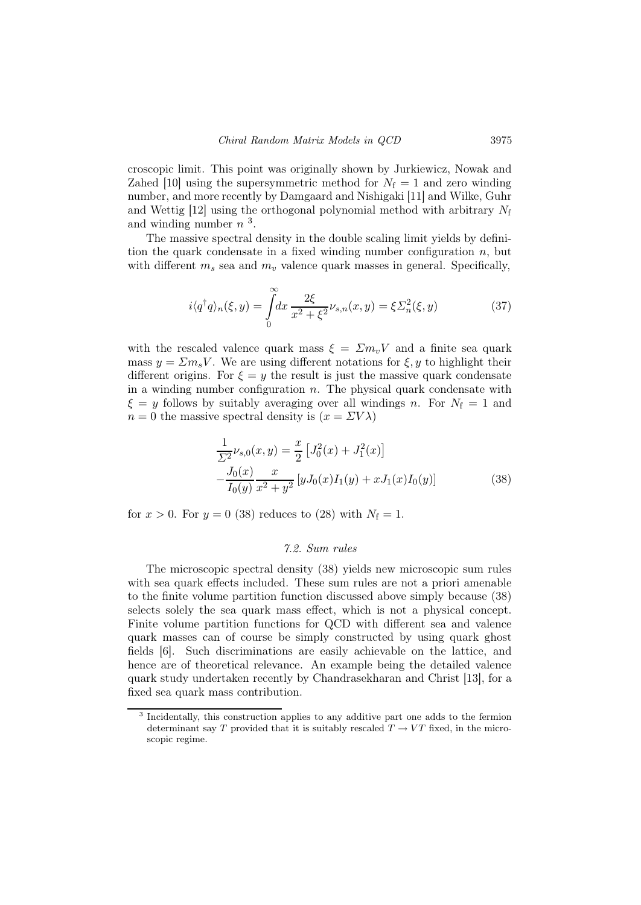croscopic limit. This point was originally shown by Jurkiewicz, Nowak and Zahed [10] using the supersymmetric method for $N_{\rm f} = 1$ and zero winding number, and more recently by Damgaard and Nishigaki [11] and Wilke, Guhr and Wettig [12] using the orthogonal polynomial method with arbitrary $N_{\rm f}$ and winding number $n$ [3].

The massive spectral density in the double scaling limit yields by definition the quark condensate in a fixed winding number configuration $n$, but with different $m_s$ sea and $m_v$ valence quark masses in general. Specifically,

$$
i\langle q^\dagger q\rangle_n(\xi, y) = \int_0^\infty dx \, \frac{2\xi}{x^2+\xi^2} \nu_{s,n}(x,y) = \xi \Sigma_n^2(\xi, y) \tag{37}
$$

with the rescaled valence quark mass $\xi = \Sigma m_v V$ and a finite sea quark mass $y = \Sigma m_s V$. We are using different notations for $\xi, y$ to highlight their different origins. For $\xi = y$ the result is just the massive quark condensate in a winding number configuration $n$. The physical quark condensate with $\xi = y$ follows by suitably averaging over all windings $n$. For $N_{\rm f} = 1$ and $n = 0$ the massive spectral density is ($x = \Sigma V \lambda$)

$$
\begin{aligned}
\frac{1}{\Sigma^2}\nu_{s,0}(x,y) &= \frac{x}{2}\left[J_0^2(x) + J_1^2(x)\right] \\
&- \frac{J_0(x)}{I_0(y)} \frac{x}{x^2+y^2}\left[yJ_0(x)I_1(y) + xJ_1(x)I_0(y)\right]
\end{aligned} \tag{38}
$$

for $x > 0$. For $y = 0$ (38) reduces to (28) with $N_{\rm f} = 1$.

### *7.2. Sum rules*

The microscopic spectral density (38) yields new microscopic sum rules with sea quark effects included. These sum rules are not a priori amenable to the finite volume partition function discussed above simply because (38) selects solely the sea quark mass effect, which is not a physical concept. Finite volume partition functions for QCD with different sea and valence quark masses can of course be simply constructed by using quark ghost fields [6]. Such discriminations are easily achievable on the lattice, and hence are of theoretical relevance. An example being the detailed valence quark study undertaken recently by Chandrasekharan and Christ [13], for a fixed sea quark mass contribution.

---

[3] Incidentally, this construction applies to any additive part one adds to the fermion determinant say $T$ provided that it is suitably rescaled $T \to VT$ fixed, in the microscopic regime.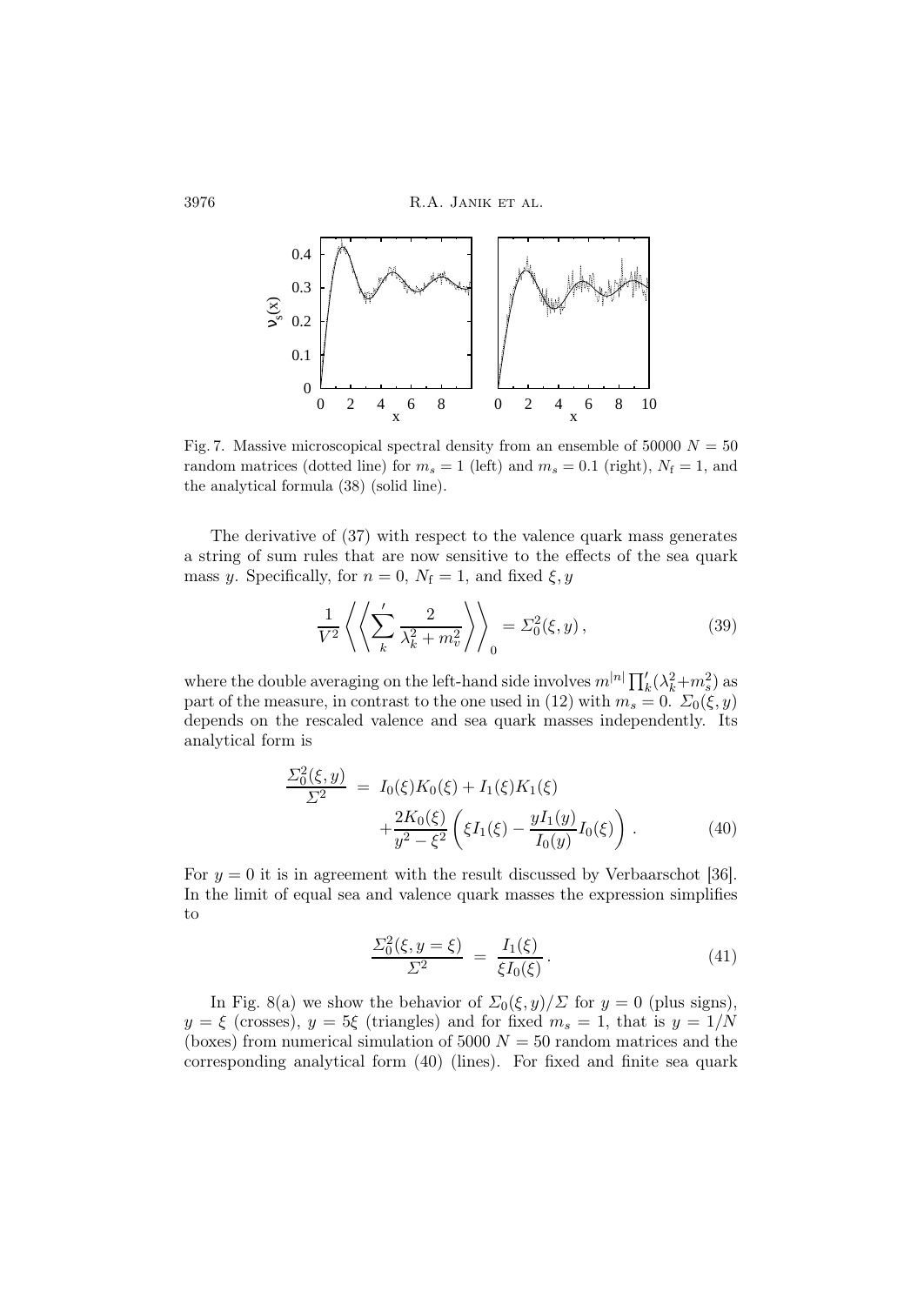Fig. 7. Massive microscopical spectral density from an ensemble of 50000 $N = 50$ random matrices (dotted line) for $m_s = 1$ (left) and $m_s = 0.1$ (right), $N_{\rm f} = 1$, and the analytical formula (38) (solid line).

The derivative of (37) with respect to the valence quark mass generates a string of sum rules that are now sensitive to the effects of the sea quark mass $y$. Specifically, for $n = 0$, $N_{\rm f} = 1$, and fixed $\xi, y$

$$\frac{1}{V^2}\left\langle\left\langle \sum_k{}' \frac{2}{\lambda_k^2 + m_v^2} \right\rangle\right\rangle_0 = \Sigma_0^2(\xi, y)\,, \tag{39}$$

where the double averaging on the left-hand side involves $m^{|n|}\prod_k'(\lambda_k^2+m_s^2)$ as part of the measure, in contrast to the one used in (12) with $m_s = 0$. $\Sigma_0(\xi, y)$ depends on the rescaled valence and sea quark masses independently. Its analytical form is

$$\begin{aligned}\frac{\Sigma_0^2(\xi, y)}{\Sigma^2} \;&=\; I_0(\xi)K_0(\xi) + I_1(\xi)K_1(\xi) \\ &\quad+ \frac{2K_0(\xi)}{y^2 - \xi^2}\left(\xi I_1(\xi) - \frac{yI_1(y)}{I_0(y)}I_0(\xi)\right).\end{aligned} \tag{40}$$

For $y = 0$ it is in agreement with the result discussed by Verbaarschot [36]. In the limit of equal sea and valence quark masses the expression simplifies to

$$\frac{\Sigma_0^2(\xi, y = \xi)}{\Sigma^2} \;=\; \frac{I_1(\xi)}{\xi I_0(\xi)}\,. \tag{41}$$

In Fig. 8(a) we show the behavior of $\Sigma_0(\xi, y)/\Sigma$ for $y = 0$ (plus signs), $y = \xi$ (crosses), $y = 5\xi$ (triangles) and for fixed $m_s = 1$, that is $y = 1/N$ (boxes) from numerical simulation of 5000 $N = 50$ random matrices and the corresponding analytical form (40) (lines). For fixed and finite sea quark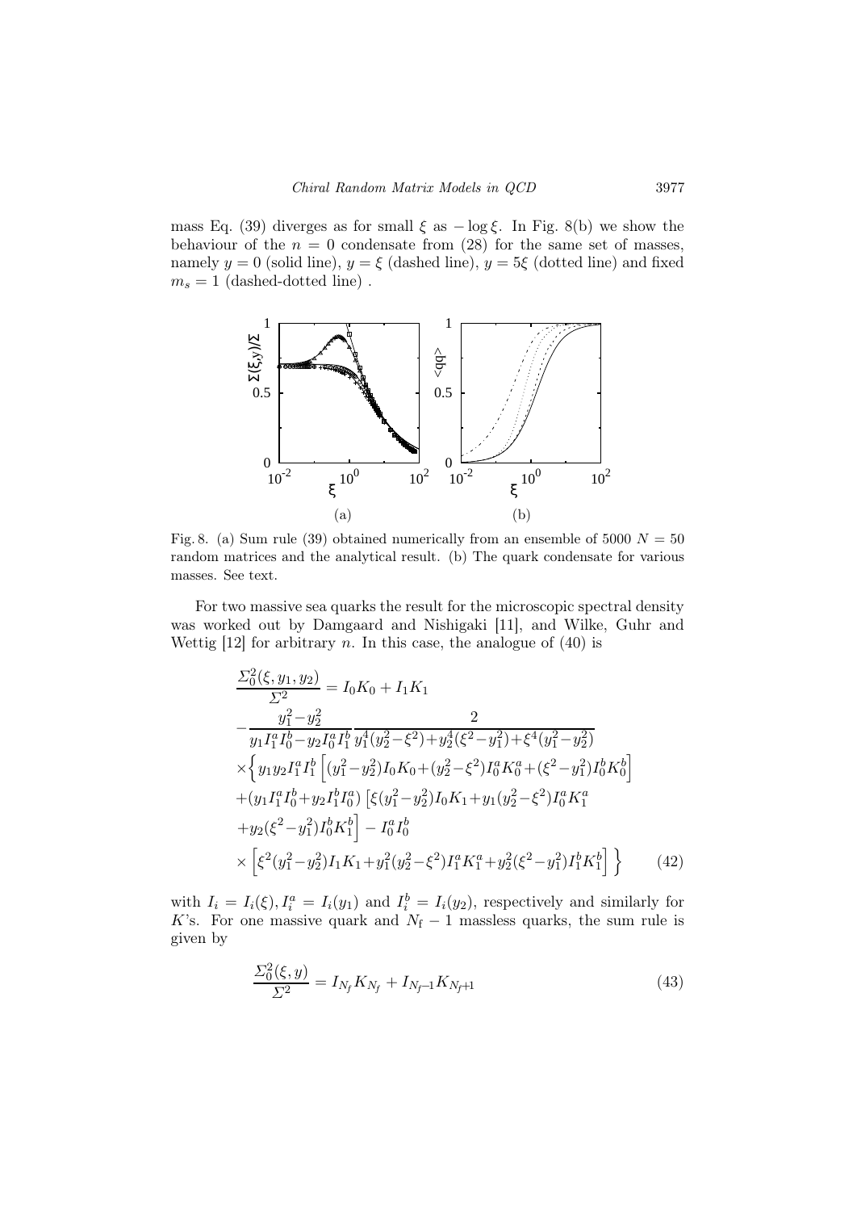mass Eq. (39) diverges as for small $\xi$ as $-\log \xi$. In Fig. 8(b) we show the behaviour of the $n = 0$ condensate from (28) for the same set of masses, namely $y = 0$ (solid line), $y = \xi$ (dashed line), $y = 5\xi$ (dotted line) and fixed $m_s = 1$ (dashed-dotted line) .

Fig. 8. (a) Sum rule (39) obtained numerically from an ensemble of 5000 $N = 50$ random matrices and the analytical result. (b) The quark condensate for various masses. See text.

For two massive sea quarks the result for the microscopic spectral density was worked out by Damgaard and Nishigaki [11], and Wilke, Guhr and Wettig [12] for arbitrary $n$. In this case, the analogue of (40) is

$$
\begin{aligned}
&\frac{\Sigma_0^2(\xi, y_1, y_2)}{\Sigma^2} = I_0 K_0 + I_1 K_1 \\
&-\frac{y_1^2 - y_2^2}{y_1 I_1^a I_0^b - y_2 I_0^a I_1^b} \frac{2}{y_1^4(y_2^2 - \xi^2) + y_2^4(\xi^2 - y_1^2) + \xi^4(y_1^2 - y_2^2)} \\
&\times \Big\{ y_1 y_2 I_1^a I_1^b \Big[ (y_1^2 - y_2^2) I_0 K_0 + (y_2^2 - \xi^2) I_0^a K_0^a + (\xi^2 - y_1^2) I_0^b K_0^b \Big] \\
&+ (y_1 I_1^a I_0^b + y_2 I_1^b I_0^a) \big[ \xi (y_1^2 - y_2^2) I_0 K_1 + y_1 (y_2^2 - \xi^2) I_0^a K_1^a \\
&+ y_2 (\xi^2 - y_1^2) I_0^b K_1^b \Big] - I_0^a I_0^b \\
&\times \Big[ \xi^2 (y_1^2 - y_2^2) I_1 K_1 + y_1^2 (y_2^2 - \xi^2) I_1^a K_1^a + y_2^2 (\xi^2 - y_1^2) I_1^b K_1^b \Big] \Big\} \qquad (42)
\end{aligned}
$$

with $I_i = I_i(\xi), I_i^a = I_i(y_1)$ and $I_i^b = I_i(y_2)$, respectively and similarly for $K$'s. For one massive quark and $N_{\rm f} - 1$ massless quarks, the sum rule is given by

$$
\frac{\Sigma_0^2(\xi, y)}{\Sigma^2} = I_{N_f} K_{N_f} + I_{N_f - 1} K_{N_f + 1} \qquad (43)
$$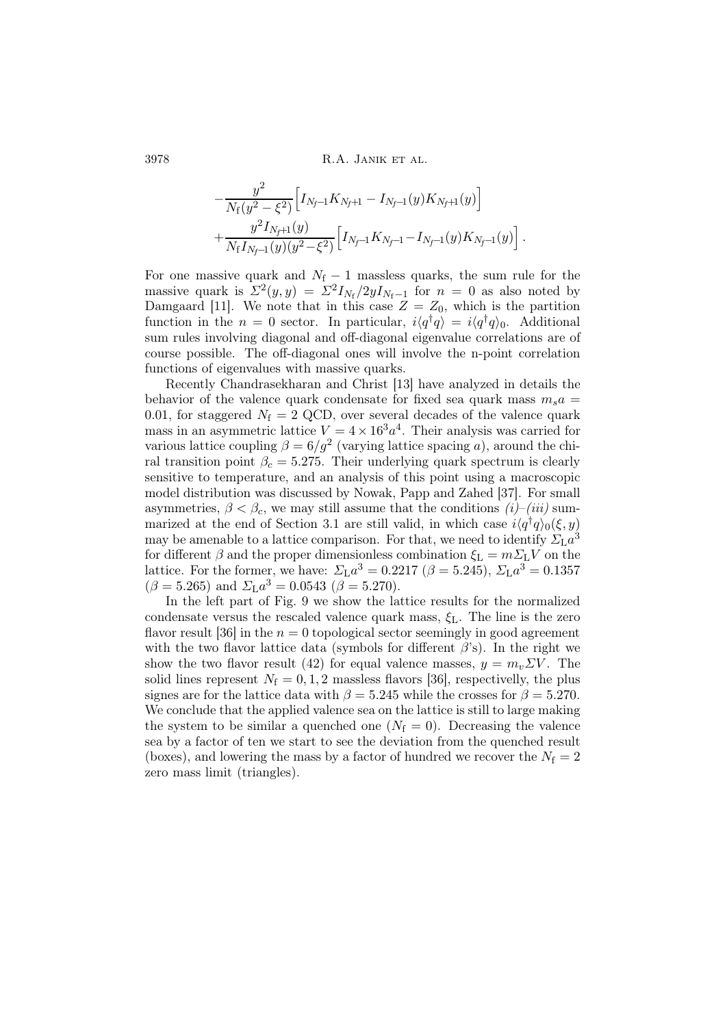$$
-\frac{y^2}{N_{\rm f}(y^2-\xi^2)}\Big[I_{N_f-1}K_{N_f+1} - I_{N_f-1}(y)K_{N_f+1}(y)\Big]
$$

$$
+\frac{y^2 I_{N_f+1}(y)}{N_{\rm f} I_{N_f-1}(y)(y^2-\xi^2)}\Big[I_{N_f-1}K_{N_f-1} - I_{N_f-1}(y)K_{N_f-1}(y)\Big]\,.
$$

For one massive quark and $N_{\rm f}-1$ massless quarks, the sum rule for the massive quark is $\Sigma^2(y,y) = \Sigma^2 I_{N_{\rm f}}/2yI_{N_{\rm f}-1}$ for $n=0$ as also noted by Damgaard [11]. We note that in this case $Z = Z_0$, which is the partition function in the $n=0$ sector. In particular, $i\langle q^\dagger q\rangle = i\langle q^\dagger q\rangle_0$. Additional sum rules involving diagonal and off-diagonal eigenvalue correlations are of course possible. The off-diagonal ones will involve the n-point correlation functions of eigenvalues with massive quarks.

Recently Chandrasekharan and Christ [13] have analyzed in details the behavior of the valence quark condensate for fixed sea quark mass $m_s a = 0.01$, for staggered $N_{\rm f}=2$ QCD, over several decades of the valence quark mass in an asymmetric lattice $V = 4\times 16^3 a^4$. Their analysis was carried for various lattice coupling $\beta = 6/g^2$ (varying lattice spacing $a$), around the chiral transition point $\beta_c = 5.275$. Their underlying quark spectrum is clearly sensitive to temperature, and an analysis of this point using a macroscopic model distribution was discussed by Nowak, Papp and Zahed [37]. For small asymmetries, $\beta < \beta_c$, we may still assume that the conditions *(i)–(iii)* summarized at the end of Section 3.1 are still valid, in which case $i\langle q^\dagger q\rangle_0(\xi,y)$ may be amenable to a lattice comparison. For that, we need to identify $\Sigma_{\rm L}a^3$ for different $\beta$ and the proper dimensionless combination $\xi_{\rm L} = m\Sigma_{\rm L}V$ on the lattice. For the former, we have: $\Sigma_{\rm L}a^3 = 0.2217$ ($\beta = 5.245$), $\Sigma_{\rm L}a^3 = 0.1357$ ($\beta = 5.265$) and $\Sigma_{\rm L}a^3 = 0.0543$ ($\beta = 5.270$).

In the left part of Fig. 9 we show the lattice results for the normalized condensate versus the rescaled valence quark mass, $\xi_{\rm L}$. The line is the zero flavor result [36] in the $n=0$ topological sector seemingly in good agreement with the two flavor lattice data (symbols for different $\beta$'s). In the right we show the two flavor result (42) for equal valence masses, $y = m_v\Sigma V$. The solid lines represent $N_{\rm f}=0,1,2$ massless flavors [36], respectivelly, the plus signes are for the lattice data with $\beta = 5.245$ while the crosses for $\beta = 5.270$. We conclude that the applied valence sea on the lattice is still to large making the system to be similar a quenched one ($N_{\rm f}=0$). Decreasing the valence sea by a factor of ten we start to see the deviation from the quenched result (boxes), and lowering the mass by a factor of hundred we recover the $N_{\rm f}=2$ zero mass limit (triangles).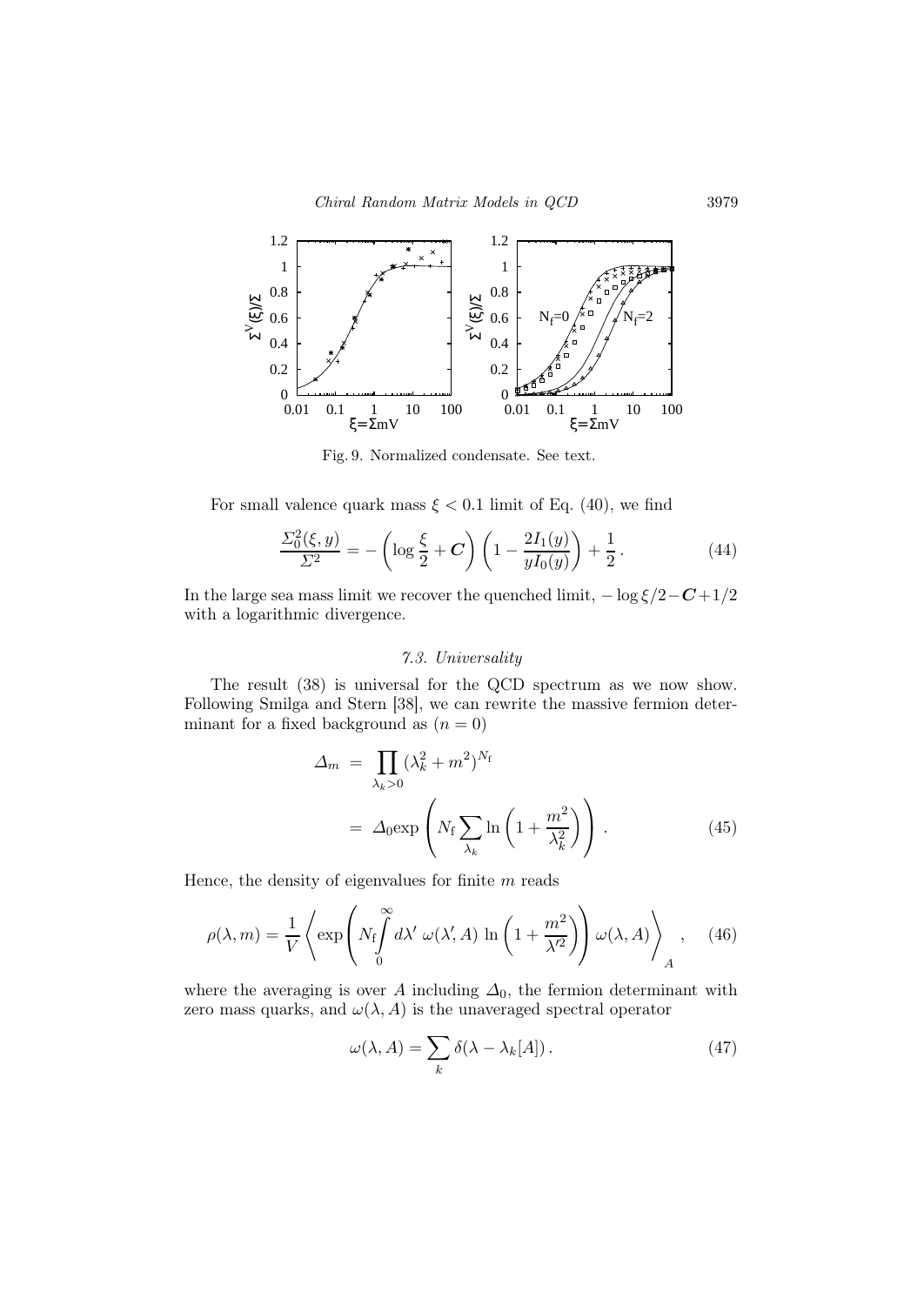Fig. 9. Normalized condensate. See text.

For small valence quark mass $\xi < 0.1$ limit of Eq. (40), we find

$$\frac{\Sigma_0^2(\xi, y)}{\Sigma^2} = -\left(\log\frac{\xi}{2} + \boldsymbol{C}\right)\left(1 - \frac{2I_1(y)}{yI_0(y)}\right) + \frac{1}{2}\,. \tag{44}$$

In the large sea mass limit we recover the quenched limit, $-\log\xi/2 - \boldsymbol{C} + 1/2$ with a logarithmic divergence.

### 7.3. Universality

The result (38) is universal for the QCD spectrum as we now show. Following Smilga and Stern [38], we can rewrite the massive fermion determinant for a fixed background as $(n = 0)$

$$\begin{aligned}
\Delta_m &= \prod_{\lambda_k > 0} (\lambda_k^2 + m^2)^{N_{\rm f}} \\
&= \Delta_0 \exp\left(N_{\rm f} \sum_{\lambda_k} \ln\left(1 + \frac{m^2}{\lambda_k^2}\right)\right)\,.
\end{aligned} \tag{45}$$

Hence, the density of eigenvalues for finite $m$ reads

$$\rho(\lambda, m) = \frac{1}{V}\left\langle \exp\left(N_{\rm f}\int_0^\infty d\lambda'\ \omega(\lambda', A)\ \ln\left(1 + \frac{m^2}{\lambda'^2}\right)\right)\omega(\lambda, A)\right\rangle_A\,, \tag{46}$$

where the averaging is over $A$ including $\Delta_0$, the fermion determinant with zero mass quarks, and $\omega(\lambda, A)$ is the unaveraged spectral operator

$$\omega(\lambda, A) = \sum_k \delta(\lambda - \lambda_k[A])\,. \tag{47}$$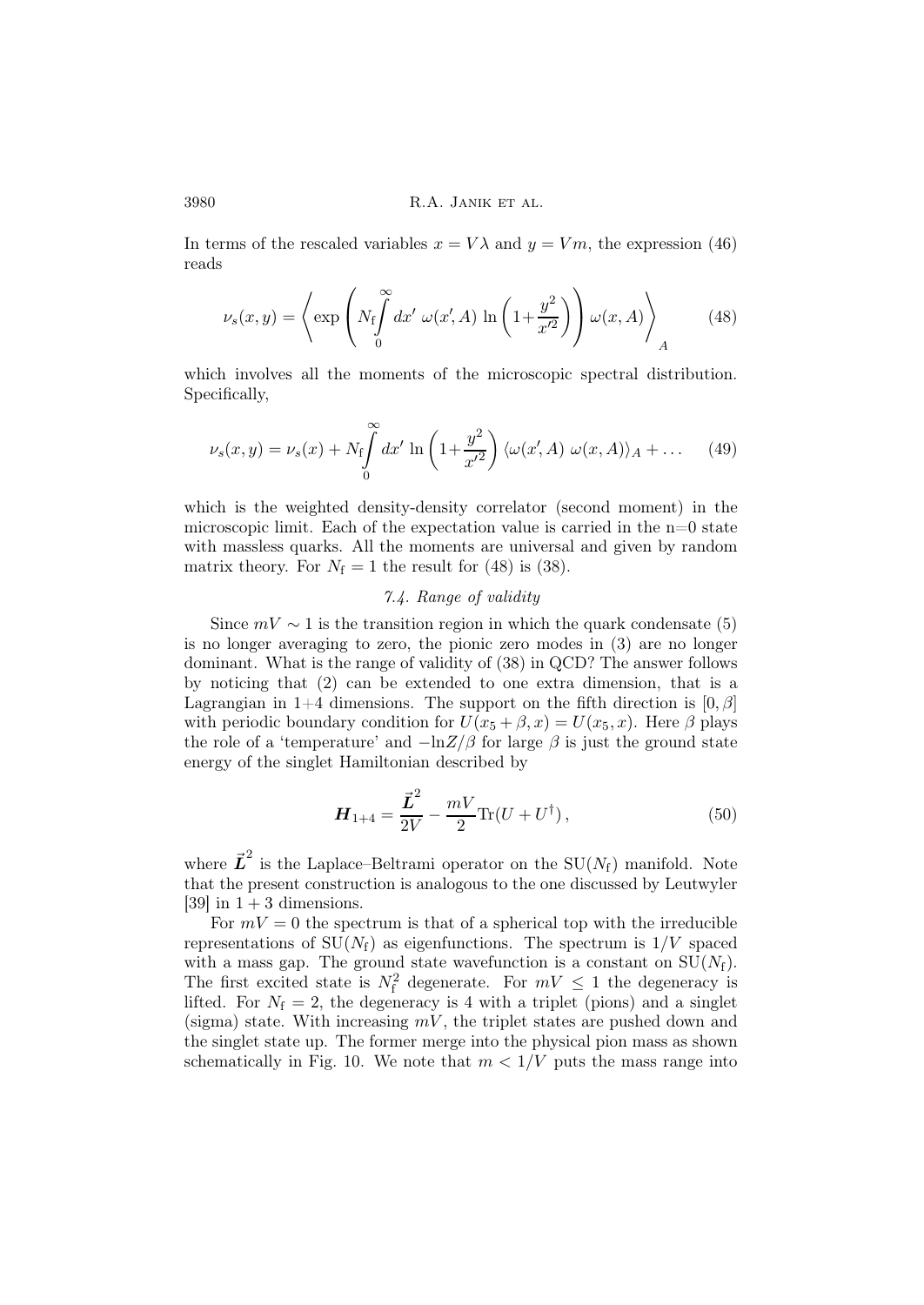In terms of the rescaled variables $x = V\lambda$ and $y = Vm$, the expression (46) reads

$$\nu_s(x,y) = \left\langle \exp\left( N_{\rm f}\int_0^\infty dx'\ \omega(x',A)\ \ln\left(1+\frac{y^2}{x'^2}\right)\right) \omega(x,A)\right\rangle_A \tag{48}$$

which involves all the moments of the microscopic spectral distribution. Specifically,

$$\nu_s(x,y) = \nu_s(x) + N_{\rm f}\int_0^\infty dx'\ \ln\left(1+\frac{y^2}{x'^2}\right) \langle \omega(x',A)\ \omega(x,A)\rangle_A + \dots \tag{49}$$

which is the weighted density-density correlator (second moment) in the microscopic limit. Each of the expectation value is carried in the n=0 state with massless quarks. All the moments are universal and given by random matrix theory. For $N_{\rm f} = 1$ the result for (48) is (38).

### *7.4. Range of validity*

Since $mV \sim 1$ is the transition region in which the quark condensate (5) is no longer averaging to zero, the pionic zero modes in (3) are no longer dominant. What is the range of validity of (38) in QCD? The answer follows by noticing that (2) can be extended to one extra dimension, that is a Lagrangian in 1+4 dimensions. The support on the fifth direction is $[0,\beta]$ with periodic boundary condition for $U(x_5+\beta, x) = U(x_5, x)$. Here $\beta$ plays the role of a 'temperature' and $-\ln Z/\beta$ for large $\beta$ is just the ground state energy of the singlet Hamiltonian described by

$$\boldsymbol{H}_{1+4} = \frac{\vec{\boldsymbol{L}}^2}{2V} - \frac{mV}{2}{\rm Tr}(U+U^\dagger)\,, \tag{50}$$

where $\vec{\boldsymbol{L}}^2$ is the Laplace–Beltrami operator on the ${\rm SU}(N_{\rm f})$ manifold. Note that the present construction is analogous to the one discussed by Leutwyler [39] in $1+3$ dimensions.

For $mV = 0$ the spectrum is that of a spherical top with the irreducible representations of ${\rm SU}(N_{\rm f})$ as eigenfunctions. The spectrum is $1/V$ spaced with a mass gap. The ground state wavefunction is a constant on ${\rm SU}(N_{\rm f})$. The first excited state is $N_{\rm f}^2$ degenerate. For $mV \leq 1$ the degeneracy is lifted. For $N_{\rm f} = 2$, the degeneracy is 4 with a triplet (pions) and a singlet (sigma) state. With increasing $mV$, the triplet states are pushed down and the singlet state up. The former merge into the physical pion mass as shown schematically in Fig. 10. We note that $m < 1/V$ puts the mass range into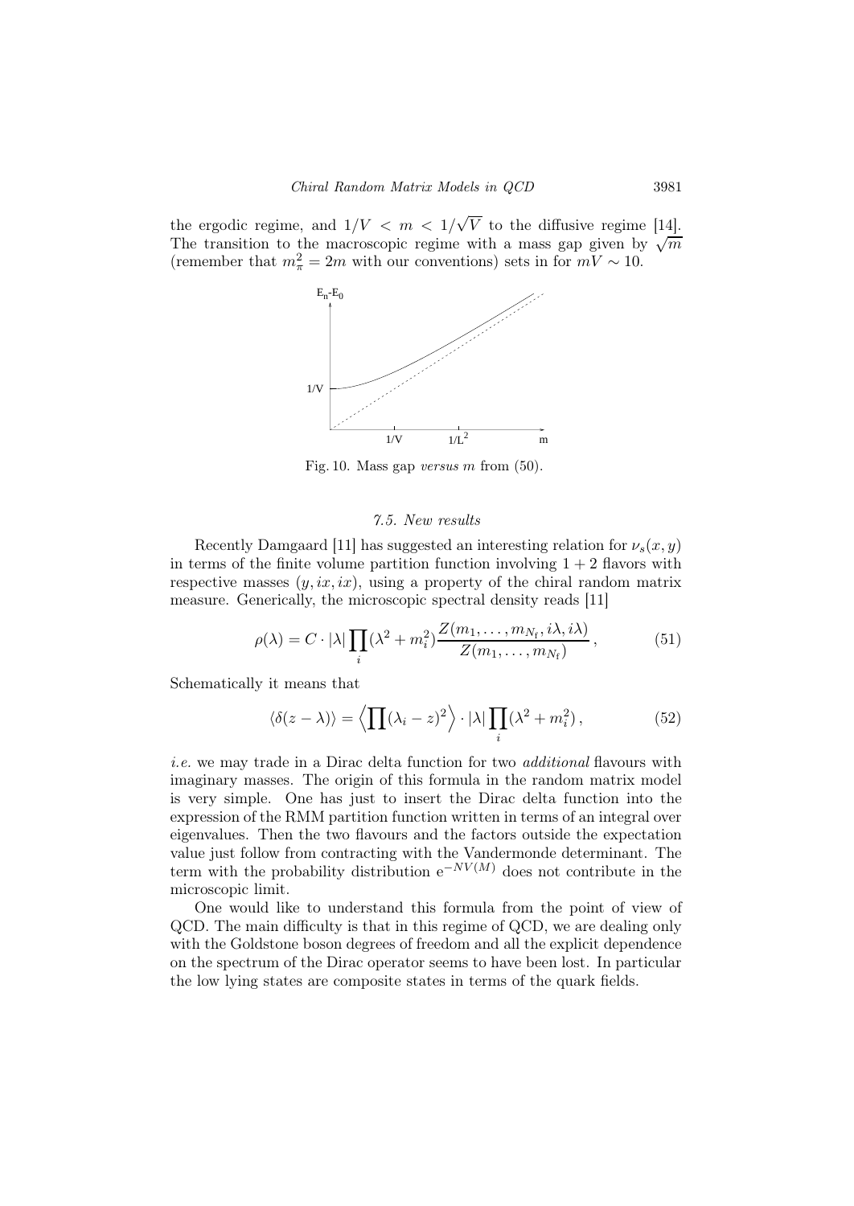the ergodic regime, and $1/V < m < 1/\sqrt{V}$ to the diffusive regime [14]. The transition to the macroscopic regime with a mass gap given by $\sqrt{m}$ (remember that $m_\pi^2 = 2m$ with our conventions) sets in for $mV \sim 10$.

Fig. 10. Mass gap *versus* $m$ from (50).

### 7.5. New results

Recently Damgaard [11] has suggested an interesting relation for $\nu_s(x,y)$ in terms of the finite volume partition function involving $1+2$ flavors with respective masses $(y, ix, ix)$, using a property of the chiral random matrix measure. Generically, the microscopic spectral density reads [11]

$$\rho(\lambda) = C \cdot |\lambda| \prod_i (\lambda^2 + m_i^2) \frac{Z(m_1, \dots, m_{N_\mathrm{f}}, i\lambda, i\lambda)}{Z(m_1, \dots, m_{N_\mathrm{f}})} \,, \tag{51}$$

Schematically it means that

$$\langle \delta(z - \lambda) \rangle = \left\langle \prod (\lambda_i - z)^2 \right\rangle \cdot |\lambda| \prod_i (\lambda^2 + m_i^2) \,, \tag{52}$$

*i.e.* we may trade in a Dirac delta function for two *additional* flavours with imaginary masses. The origin of this formula in the random matrix model is very simple. One has just to insert the Dirac delta function into the expression of the RMM partition function written in terms of an integral over eigenvalues. Then the two flavours and the factors outside the expectation value just follow from contracting with the Vandermonde determinant. The term with the probability distribution $\mathrm{e}^{-NV(M)}$ does not contribute in the microscopic limit.

One would like to understand this formula from the point of view of QCD. The main difficulty is that in this regime of QCD, we are dealing only with the Goldstone boson degrees of freedom and all the explicit dependence on the spectrum of the Dirac operator seems to have been lost. In particular the low lying states are composite states in terms of the quark fields.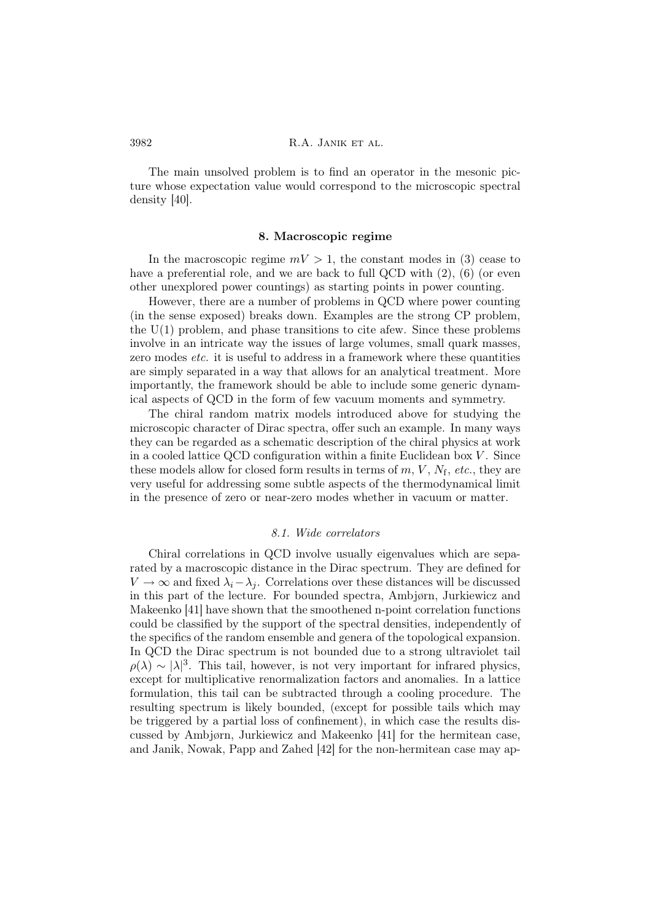The main unsolved problem is to find an operator in the mesonic picture whose expectation value would correspond to the microscopic spectral density [40].

## 8. Macroscopic regime

In the macroscopic regime $mV > 1$, the constant modes in (3) cease to have a preferential role, and we are back to full QCD with (2), (6) (or even other unexplored power countings) as starting points in power counting.

However, there are a number of problems in QCD where power counting (in the sense exposed) breaks down. Examples are the strong CP problem, the U(1) problem, and phase transitions to cite afew. Since these problems involve in an intricate way the issues of large volumes, small quark masses, zero modes *etc.* it is useful to address in a framework where these quantities are simply separated in a way that allows for an analytical treatment. More importantly, the framework should be able to include some generic dynamical aspects of QCD in the form of few vacuum moments and symmetry.

The chiral random matrix models introduced above for studying the microscopic character of Dirac spectra, offer such an example. In many ways they can be regarded as a schematic description of the chiral physics at work in a cooled lattice QCD configuration within a finite Euclidean box $V$. Since these models allow for closed form results in terms of $m$, $V$, $N_{\rm f}$, *etc.*, they are very useful for addressing some subtle aspects of the thermodynamical limit in the presence of zero or near-zero modes whether in vacuum or matter.

### *8.1. Wide correlators*

Chiral correlations in QCD involve usually eigenvalues which are separated by a macroscopic distance in the Dirac spectrum. They are defined for $V \to \infty$ and fixed $\lambda_i - \lambda_j$. Correlations over these distances will be discussed in this part of the lecture. For bounded spectra, Ambjørn, Jurkiewicz and Makeenko [41] have shown that the smoothened n-point correlation functions could be classified by the support of the spectral densities, independently of the specifics of the random ensemble and genera of the topological expansion. In QCD the Dirac spectrum is not bounded due to a strong ultraviolet tail $\rho(\lambda) \sim |\lambda|^3$. This tail, however, is not very important for infrared physics, except for multiplicative renormalization factors and anomalies. In a lattice formulation, this tail can be subtracted through a cooling procedure. The resulting spectrum is likely bounded, (except for possible tails which may be triggered by a partial loss of confinement), in which case the results discussed by Ambjørn, Jurkiewicz and Makeenko [41] for the hermitean case, and Janik, Nowak, Papp and Zahed [42] for the non-hermitean case may ap-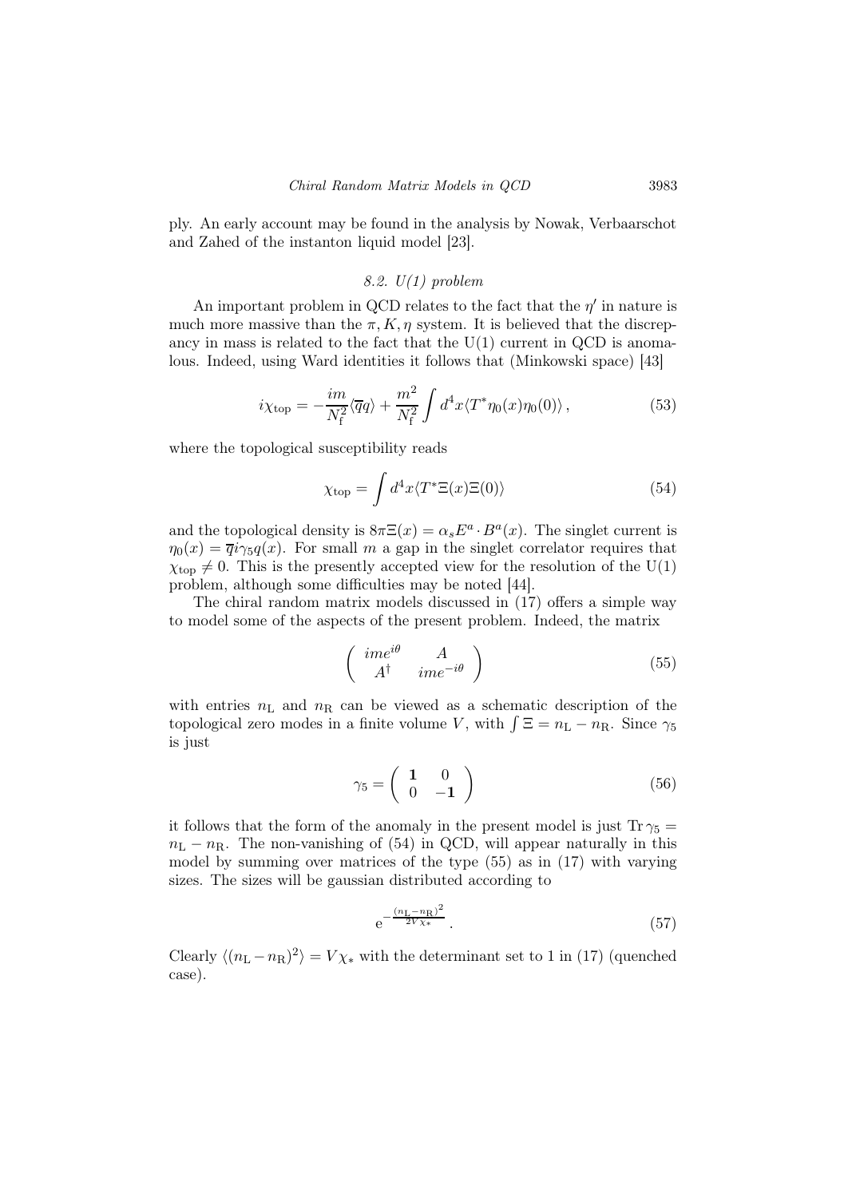ply. An early account may be found in the analysis by Nowak, Verbaarschot and Zahed of the instanton liquid model [23].

### *8.2. U(1) problem*

An important problem in QCD relates to the fact that the $\eta'$ in nature is much more massive than the $\pi, K, \eta$ system. It is believed that the discrepancy in mass is related to the fact that the U(1) current in QCD is anomalous. Indeed, using Ward identities it follows that (Minkowski space) [43]

$$i\chi_{\rm top} = -\frac{im}{N_{\rm f}^2}\langle\overline{q}q\rangle + \frac{m^2}{N_{\rm f}^2}\int d^4x\langle T^*\eta_0(x)\eta_0(0)\rangle\,, \tag{53}$$

where the topological susceptibility reads

$$\chi_{\rm top} = \int d^4x\langle T^*\Xi(x)\Xi(0)\rangle \tag{54}$$

and the topological density is $8\pi\Xi(x) = \alpha_s E^a\cdot B^a(x)$. The singlet current is $\eta_0(x) = \overline{q}i\gamma_5 q(x)$. For small $m$ a gap in the singlet correlator requires that $\chi_{\rm top}\neq 0$. This is the presently accepted view for the resolution of the U(1) problem, although some difficulties may be noted [44].

The chiral random matrix models discussed in (17) offers a simple way to model some of the aspects of the present problem. Indeed, the matrix

$$\left(\begin{array}{cc} ime^{i\theta} & A \\ A^\dagger & ime^{-i\theta}\end{array}\right) \tag{55}$$

with entries $n_{\rm L}$ and $n_{\rm R}$ can be viewed as a schematic description of the topological zero modes in a finite volume $V$, with $\int\Xi = n_{\rm L}-n_{\rm R}$. Since $\gamma_5$ is just

$$\gamma_5 = \left(\begin{array}{cc} \mathbf{1} & 0 \\ 0 & -\mathbf{1}\end{array}\right) \tag{56}$$

it follows that the form of the anomaly in the present model is just ${\rm Tr}\,\gamma_5 = n_{\rm L}-n_{\rm R}$. The non-vanishing of (54) in QCD, will appear naturally in this model by summing over matrices of the type (55) as in (17) with varying sizes. The sizes will be gaussian distributed according to

$$e^{-\frac{(n_{\rm L}-n_{\rm R})^2}{2V\chi_*}}\,. \tag{57}$$

Clearly $\langle(n_{\rm L}-n_{\rm R})^2\rangle = V\chi_*$ with the determinant set to 1 in (17) (quenched case).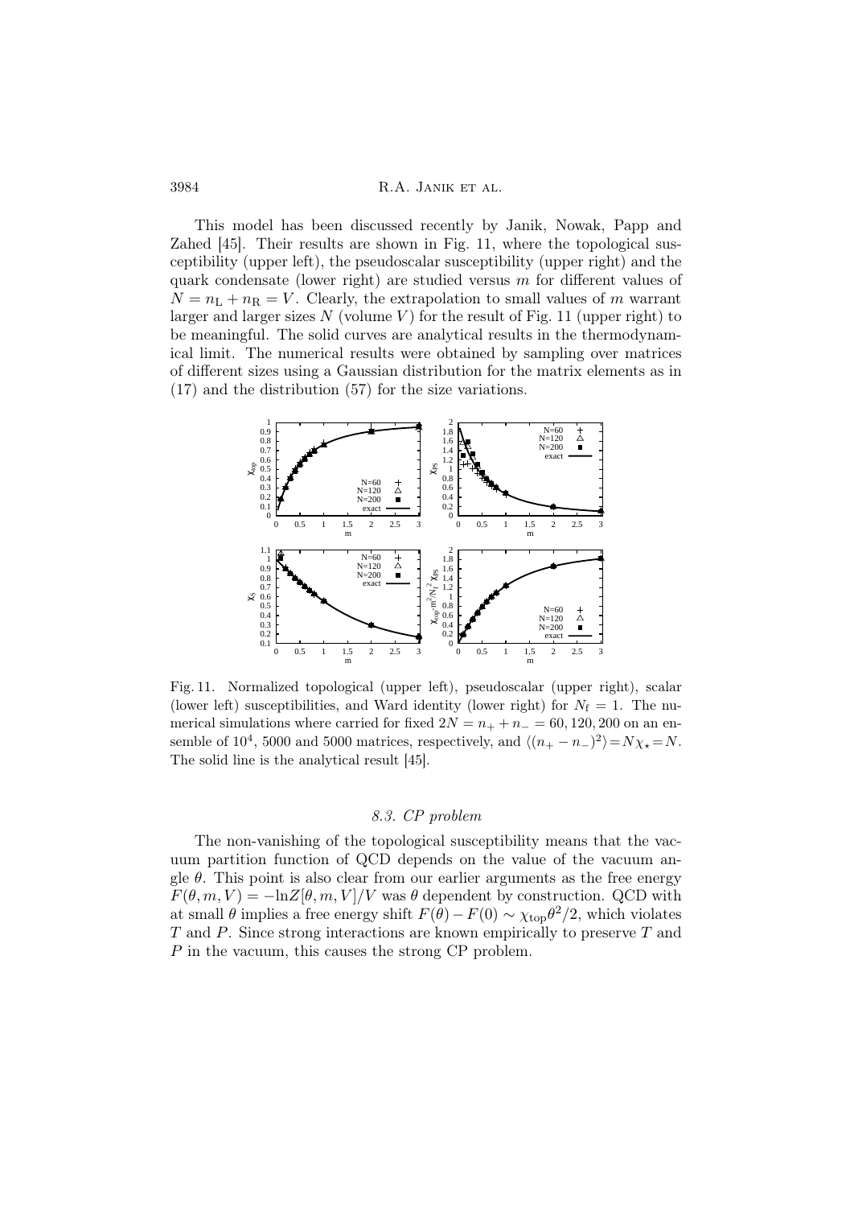This model has been discussed recently by Janik, Nowak, Papp and Zahed [45]. Their results are shown in Fig. 11, where the topological susceptibility (upper left), the pseudoscalar susceptibility (upper right) and the quark condensate (lower right) are studied versus $m$ for different values of $N = n_{\rm L} + n_{\rm R} = V$. Clearly, the extrapolation to small values of $m$ warrant larger and larger sizes $N$ (volume $V$) for the result of Fig. 11 (upper right) to be meaningful. The solid curves are analytical results in the thermodynamical limit. The numerical results were obtained by sampling over matrices of different sizes using a Gaussian distribution for the matrix elements as in (17) and the distribution (57) for the size variations.

Fig. 11. Normalized topological (upper left), pseudoscalar (upper right), scalar (lower left) susceptibilities, and Ward identity (lower right) for $N_{\rm f} = 1$. The numerical simulations where carried for fixed $2N = n_+ + n_- = 60, 120, 200$ on an ensemble of $10^4$, 5000 and 5000 matrices, respectively, and $\langle (n_+ - n_-)^2 \rangle = N\chi_\star = N$. The solid line is the analytical result [45].

### 8.3. CP problem

The non-vanishing of the topological susceptibility means that the vacuum partition function of QCD depends on the value of the vacuum angle $\theta$. This point is also clear from our earlier arguments as the free energy $F(\theta, m, V) = -\ln Z[\theta, m, V]/V$ was $\theta$ dependent by construction. QCD with at small $\theta$ implies a free energy shift $F(\theta) - F(0) \sim \chi_{\rm top}\theta^2/2$, which violates $T$ and $P$. Since strong interactions are known empirically to preserve $T$ and $P$ in the vacuum, this causes the strong CP problem.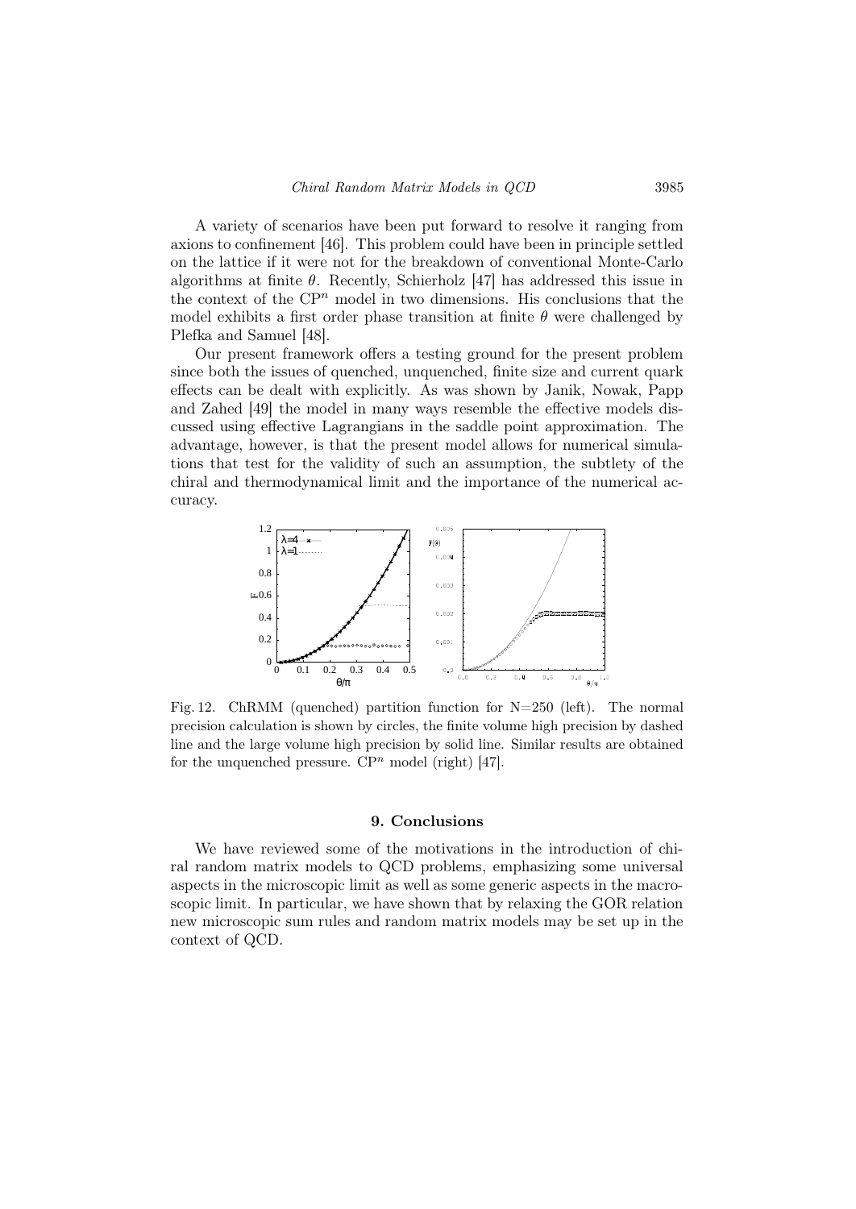A variety of scenarios have been put forward to resolve it ranging from axions to confinement [46]. This problem could have been in principle settled on the lattice if it were not for the breakdown of conventional Monte-Carlo algorithms at finite $\theta$. Recently, Schierholz [47] has addressed this issue in the context of the $\mathrm{CP}^n$ model in two dimensions. His conclusions that the model exhibits a first order phase transition at finite $\theta$ were challenged by Plefka and Samuel [48].

Our present framework offers a testing ground for the present problem since both the issues of quenched, unquenched, finite size and current quark effects can be dealt with explicitly. As was shown by Janik, Nowak, Papp and Zahed [49] the model in many ways resemble the effective models discussed using effective Lagrangians in the saddle point approximation. The advantage, however, is that the present model allows for numerical simulations that test for the validity of such an assumption, the subtlety of the chiral and thermodynamical limit and the importance of the numerical accuracy.

Fig. 12. ChRMM (quenched) partition function for N=250 (left). The normal precision calculation is shown by circles, the finite volume high precision by dashed line and the large volume high precision by solid line. Similar results are obtained for the unquenched pressure. $\mathrm{CP}^n$ model (right) [47].

## 9. Conclusions

We have reviewed some of the motivations in the introduction of chiral random matrix models to QCD problems, emphasizing some universal aspects in the microscopic limit as well as some generic aspects in the macroscopic limit. In particular, we have shown that by relaxing the GOR relation new microscopic sum rules and random matrix models may be set up in the context of QCD.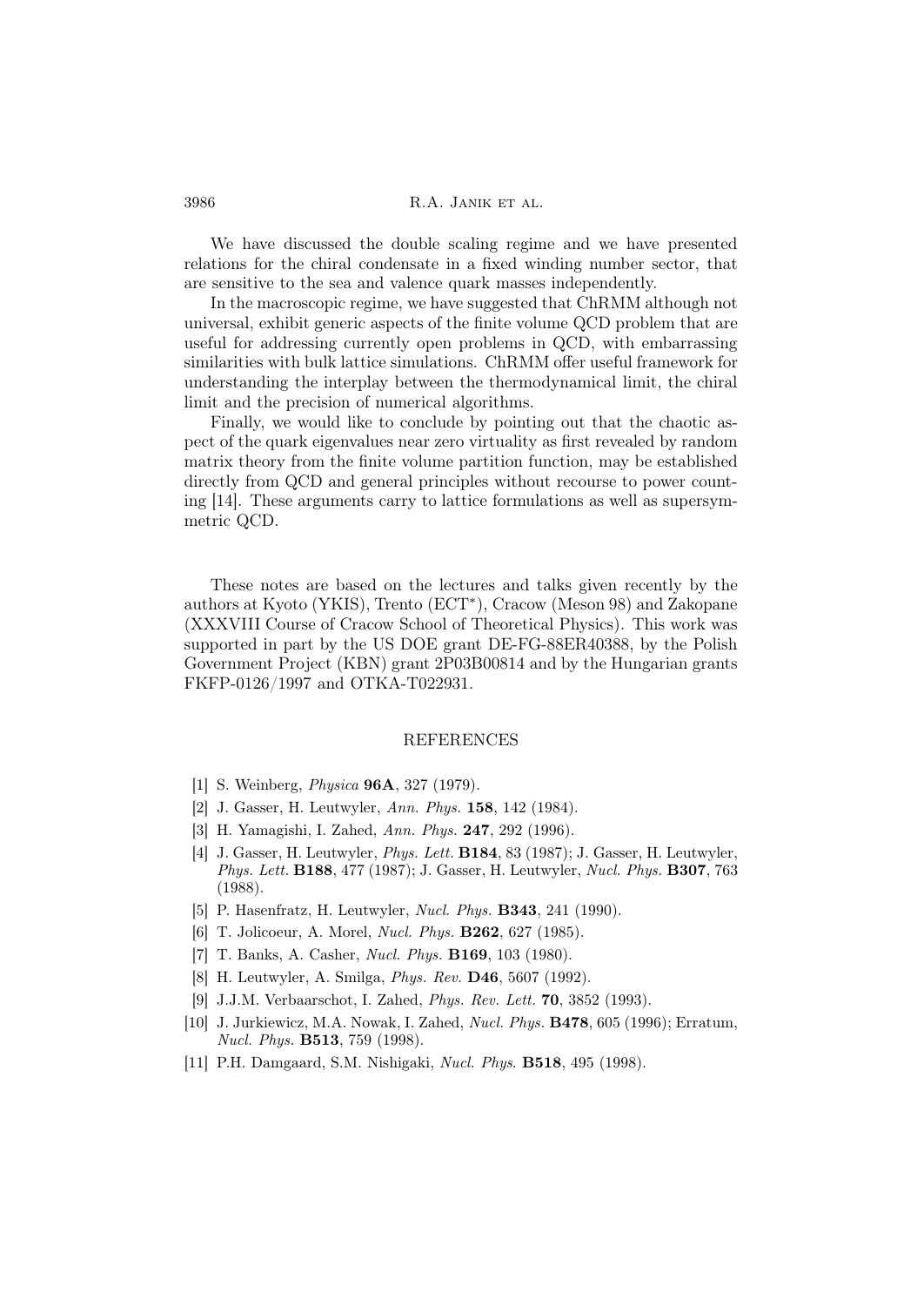We have discussed the double scaling regime and we have presented relations for the chiral condensate in a fixed winding number sector, that are sensitive to the sea and valence quark masses independently.

In the macroscopic regime, we have suggested that ChRMM although not universal, exhibit generic aspects of the finite volume QCD problem that are useful for addressing currently open problems in QCD, with embarrassing similarities with bulk lattice simulations. ChRMM offer useful framework for understanding the interplay between the thermodynamical limit, the chiral limit and the precision of numerical algorithms.

Finally, we would like to conclude by pointing out that the chaotic aspect of the quark eigenvalues near zero virtuality as first revealed by random matrix theory from the finite volume partition function, may be established directly from QCD and general principles without recourse to power counting [14]. These arguments carry to lattice formulations as well as supersymmetric QCD.

These notes are based on the lectures and talks given recently by the authors at Kyoto (YKIS), Trento (ECT*), Cracow (Meson 98) and Zakopane (XXXVIII Course of Cracow School of Theoretical Physics). This work was supported in part by the US DOE grant DE-FG-88ER40388, by the Polish Government Project (KBN) grant 2P03B00814 and by the Hungarian grants FKFP-0126/1997 and OTKA-T022931.

## REFERENCES

[1] S. Weinberg, *Physica* **96A**, 327 (1979).

[2] J. Gasser, H. Leutwyler, *Ann. Phys.* **158**, 142 (1984).

[3] H. Yamagishi, I. Zahed, *Ann. Phys.* **247**, 292 (1996).

[4] J. Gasser, H. Leutwyler, *Phys. Lett.* **B184**, 83 (1987); J. Gasser, H. Leutwyler, *Phys. Lett.* **B188**, 477 (1987); J. Gasser, H. Leutwyler, *Nucl. Phys.* **B307**, 763 (1988).

[5] P. Hasenfratz, H. Leutwyler, *Nucl. Phys.* **B343**, 241 (1990).

[6] T. Jolicoeur, A. Morel, *Nucl. Phys.* **B262**, 627 (1985).

[7] T. Banks, A. Casher, *Nucl. Phys.* **B169**, 103 (1980).

[8] H. Leutwyler, A. Smilga, *Phys. Rev.* **D46**, 5607 (1992).

[9] J.J.M. Verbaarschot, I. Zahed, *Phys. Rev. Lett.* **70**, 3852 (1993).

[10] J. Jurkiewicz, M.A. Nowak, I. Zahed, *Nucl. Phys.* **B478**, 605 (1996); Erratum, *Nucl. Phys.* **B513**, 759 (1998).

[11] P.H. Damgaard, S.M. Nishigaki, *Nucl. Phys.* **B518**, 495 (1998).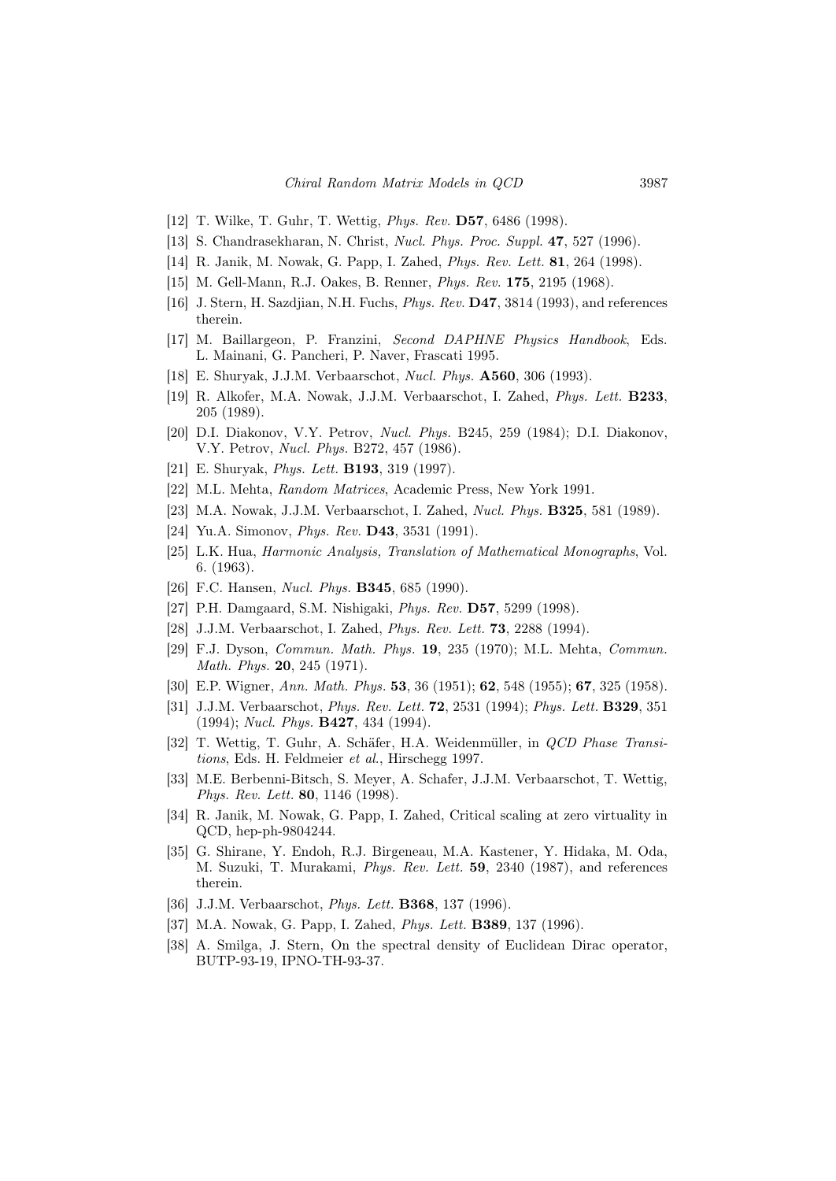[12] T. Wilke, T. Guhr, T. Wettig, *Phys. Rev.* **D57**, 6486 (1998).

[13] S. Chandrasekharan, N. Christ, *Nucl. Phys. Proc. Suppl.* **47**, 527 (1996).

[14] R. Janik, M. Nowak, G. Papp, I. Zahed, *Phys. Rev. Lett.* **81**, 264 (1998).

[15] M. Gell-Mann, R.J. Oakes, B. Renner, *Phys. Rev.* **175**, 2195 (1968).

[16] J. Stern, H. Sazdjian, N.H. Fuchs, *Phys. Rev.* **D47**, 3814 (1993), and references therein.

[17] M. Baillargeon, P. Franzini, *Second DAPHNE Physics Handbook*, Eds. L. Mainani, G. Pancheri, P. Naver, Frascati 1995.

[18] E. Shuryak, J.J.M. Verbaarschot, *Nucl. Phys.* **A560**, 306 (1993).

[19] R. Alkofer, M.A. Nowak, J.J.M. Verbaarschot, I. Zahed, *Phys. Lett.* **B233**, 205 (1989).

[20] D.I. Diakonov, V.Y. Petrov, *Nucl. Phys.* B245, 259 (1984); D.I. Diakonov, V.Y. Petrov, *Nucl. Phys.* B272, 457 (1986).

[21] E. Shuryak, *Phys. Lett.* **B193**, 319 (1997).

[22] M.L. Mehta, *Random Matrices*, Academic Press, New York 1991.

[23] M.A. Nowak, J.J.M. Verbaarschot, I. Zahed, *Nucl. Phys.* **B325**, 581 (1989).

[24] Yu.A. Simonov, *Phys. Rev.* **D43**, 3531 (1991).

[25] L.K. Hua, *Harmonic Analysis, Translation of Mathematical Monographs*, Vol. 6. (1963).

[26] F.C. Hansen, *Nucl. Phys.* **B345**, 685 (1990).

[27] P.H. Damgaard, S.M. Nishigaki, *Phys. Rev.* **D57**, 5299 (1998).

[28] J.J.M. Verbaarschot, I. Zahed, *Phys. Rev. Lett.* **73**, 2288 (1994).

[29] F.J. Dyson, *Commun. Math. Phys.* **19**, 235 (1970); M.L. Mehta, *Commun. Math. Phys.* **20**, 245 (1971).

[30] E.P. Wigner, *Ann. Math. Phys.* **53**, 36 (1951); **62**, 548 (1955); **67**, 325 (1958).

[31] J.J.M. Verbaarschot, *Phys. Rev. Lett.* **72**, 2531 (1994); *Phys. Lett.* **B329**, 351 (1994); *Nucl. Phys.* **B427**, 434 (1994).

[32] T. Wettig, T. Guhr, A. Schäfer, H.A. Weidenmüller, in *QCD Phase Transitions*, Eds. H. Feldmeier *et al.*, Hirschegg 1997.

[33] M.E. Berbenni-Bitsch, S. Meyer, A. Schafer, J.J.M. Verbaarschot, T. Wettig, *Phys. Rev. Lett.* **80**, 1146 (1998).

[34] R. Janik, M. Nowak, G. Papp, I. Zahed, Critical scaling at zero virtuality in QCD, hep-ph-9804244.

[35] G. Shirane, Y. Endoh, R.J. Birgeneau, M.A. Kastener, Y. Hidaka, M. Oda, M. Suzuki, T. Murakami, *Phys. Rev. Lett.* **59**, 2340 (1987), and references therein.

[36] J.J.M. Verbaarschot, *Phys. Lett.* **B368**, 137 (1996).

[37] M.A. Nowak, G. Papp, I. Zahed, *Phys. Lett.* **B389**, 137 (1996).

[38] A. Smilga, J. Stern, On the spectral density of Euclidean Dirac operator, BUTP-93-19, IPNO-TH-93-37.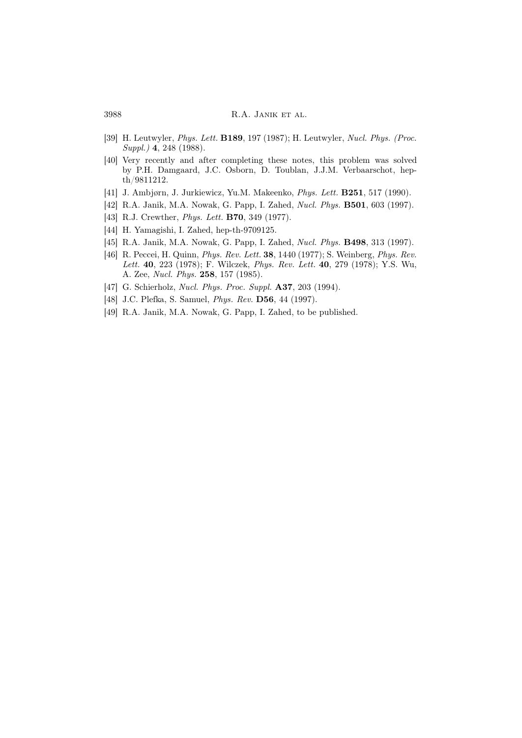[39] H. Leutwyler, *Phys. Lett.* **B189**, 197 (1987); H. Leutwyler, *Nucl. Phys. (Proc. Suppl.)* **4**, 248 (1988).

[40] Very recently and after completing these notes, this problem was solved by P.H. Damgaard, J.C. Osborn, D. Toublan, J.J.M. Verbaarschot, hep-th/9811212.

[41] J. Ambjørn, J. Jurkiewicz, Yu.M. Makeenko, *Phys. Lett.* **B251**, 517 (1990).

[42] R.A. Janik, M.A. Nowak, G. Papp, I. Zahed, *Nucl. Phys.* **B501**, 603 (1997).

[43] R.J. Crewther, *Phys. Lett.* **B70**, 349 (1977).

[44] H. Yamagishi, I. Zahed, hep-th-9709125.

[45] R.A. Janik, M.A. Nowak, G. Papp, I. Zahed, *Nucl. Phys.* **B498**, 313 (1997).

[46] R. Peccei, H. Quinn, *Phys. Rev. Lett.* **38**, 1440 (1977); S. Weinberg, *Phys. Rev. Lett.* **40**, 223 (1978); F. Wilczek, *Phys. Rev. Lett.* **40**, 279 (1978); Y.S. Wu, A. Zee, *Nucl. Phys.* **258**, 157 (1985).

[47] G. Schierholz, *Nucl. Phys. Proc. Suppl.* **A37**, 203 (1994).

[48] J.C. Plefka, S. Samuel, *Phys. Rev.* **D56**, 44 (1997).

[49] R.A. Janik, M.A. Nowak, G. Papp, I. Zahed, to be published.